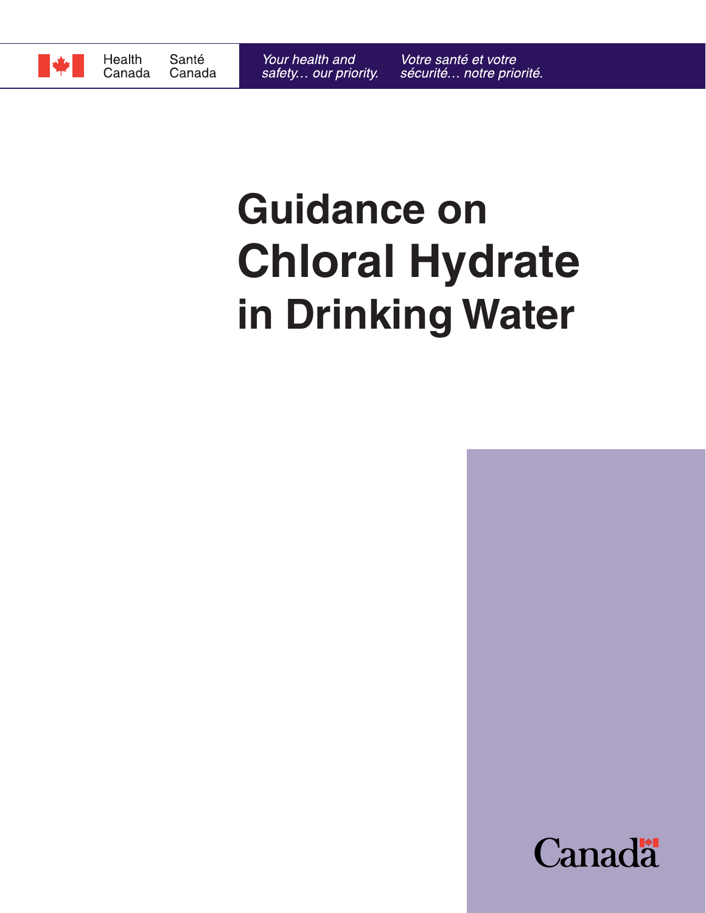Health Canada Santé Canada

*Your health and safety… our priority.* *Votre santé et votre sécurité… notre priorité.*

# Guidance on Chloral Hydrate in Drinking Water

Canada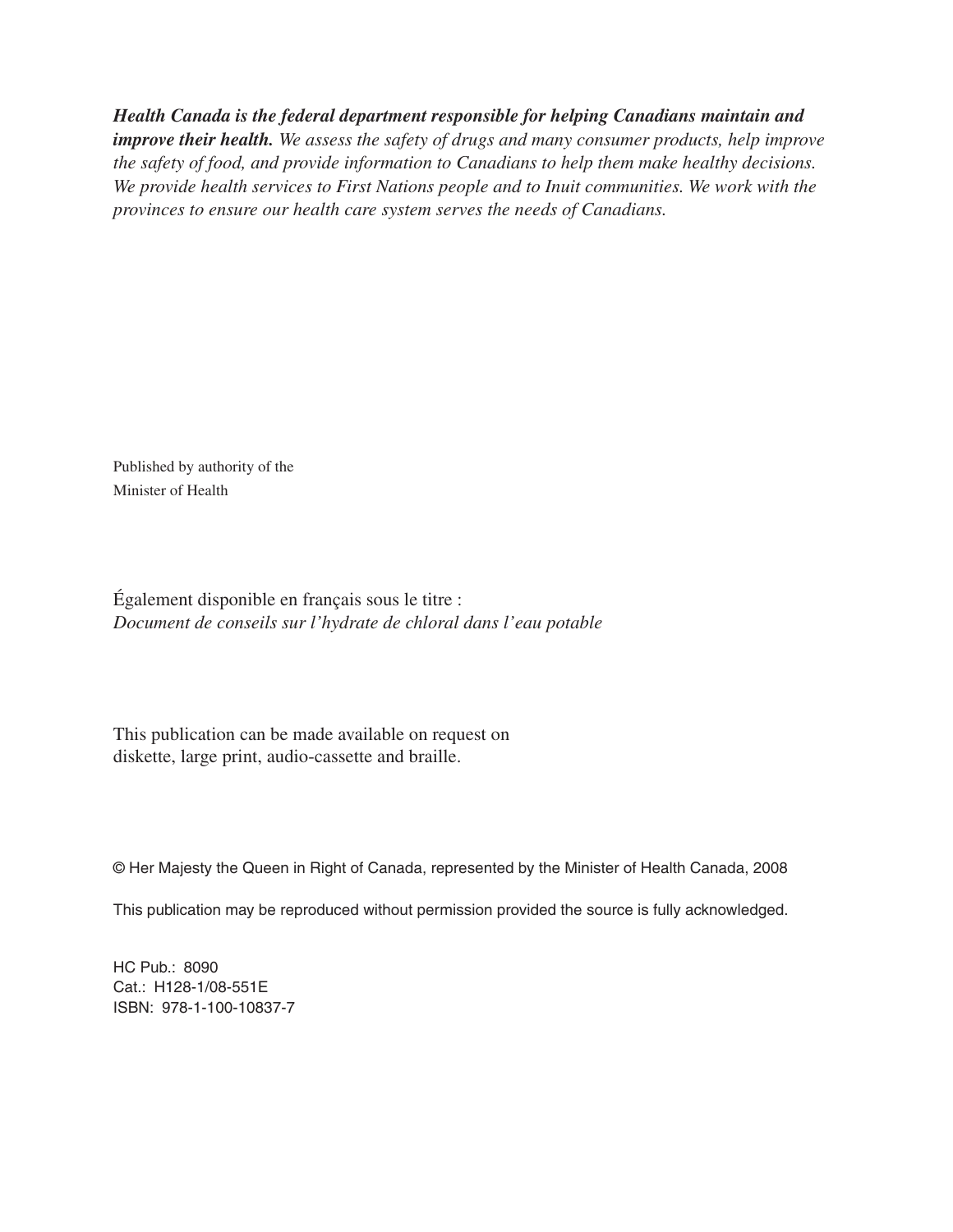***Health Canada is the federal department responsible for helping Canadians maintain and improve their health.*** *We assess the safety of drugs and many consumer products, help improve the safety of food, and provide information to Canadians to help them make healthy decisions. We provide health services to First Nations people and to Inuit communities. We work with the provinces to ensure our health care system serves the needs of Canadians.*

Published by authority of the
Minister of Health

Également disponible en français sous le titre :
*Document de conseils sur l'hydrate de chloral dans l'eau potable*

This publication can be made available on request on diskette, large print, audio-cassette and braille.

© Her Majesty the Queen in Right of Canada, represented by the Minister of Health Canada, 2008

This publication may be reproduced without permission provided the source is fully acknowledged.

HC Pub.: 8090
Cat.: H128-1/08-551E
ISBN: 978-1-100-10837-7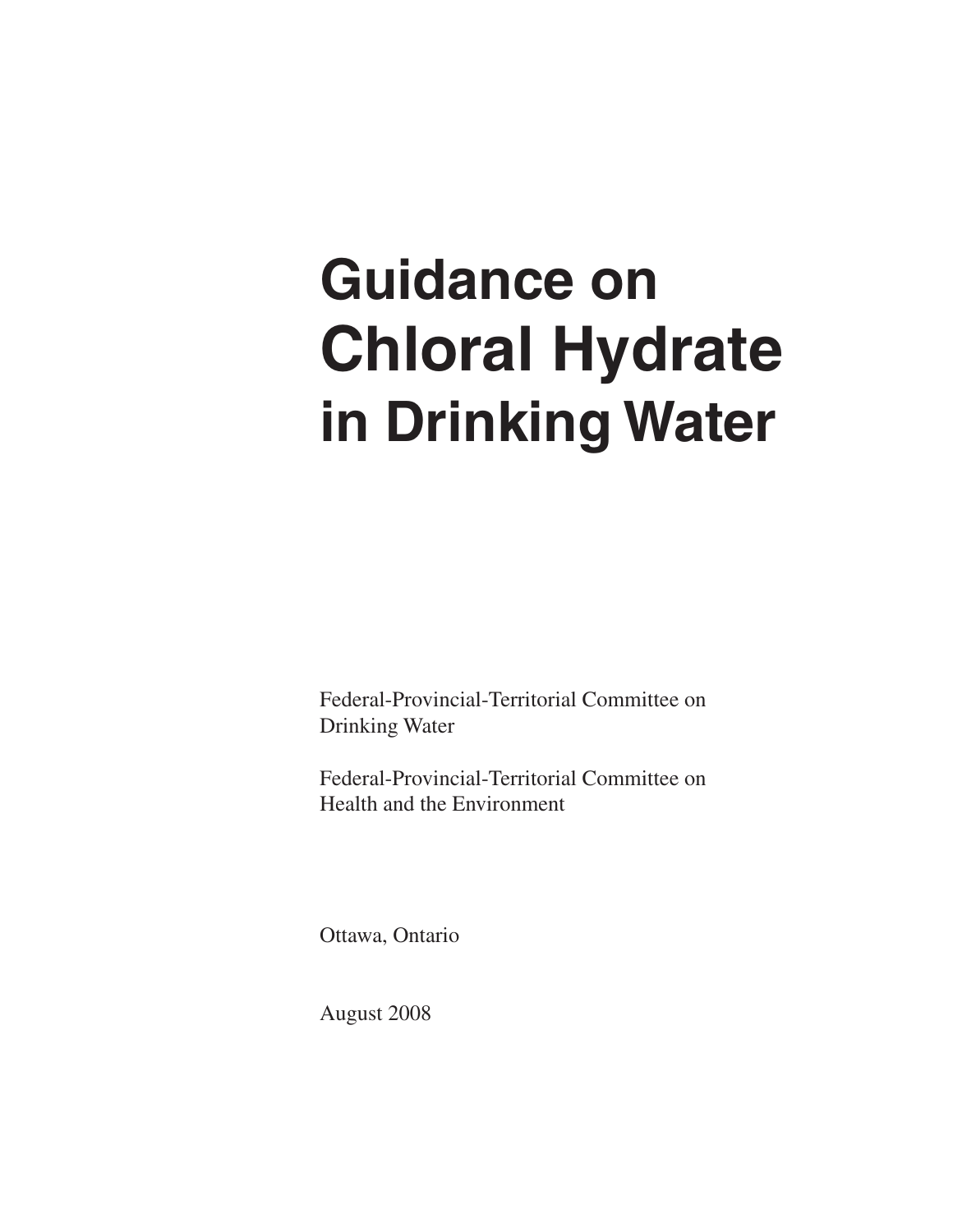# Guidance on Chloral Hydrate in Drinking Water

Federal-Provincial-Territorial Committee on Drinking Water

Federal-Provincial-Territorial Committee on Health and the Environment

Ottawa, Ontario

August 2008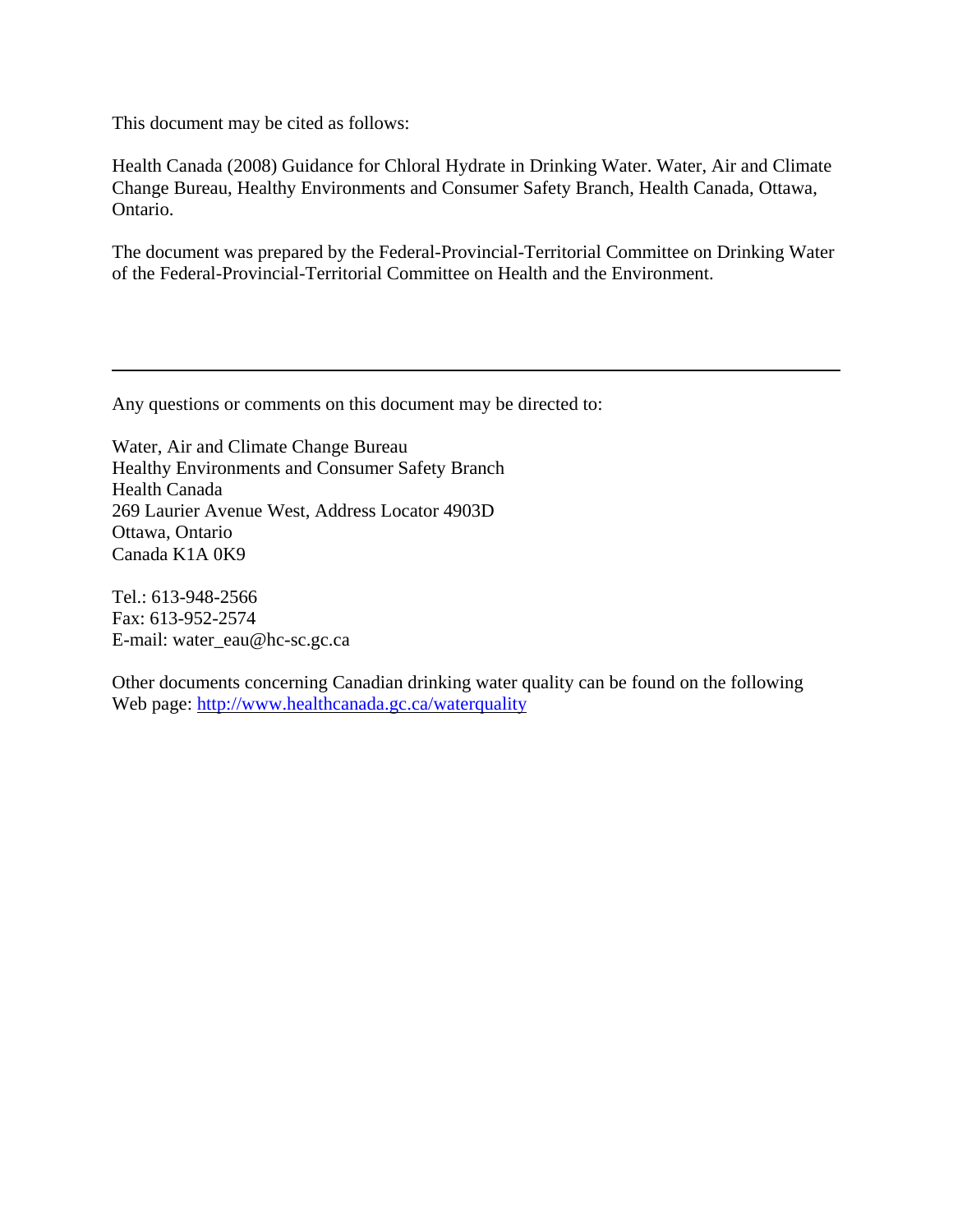This document may be cited as follows:

Health Canada (2008) Guidance for Chloral Hydrate in Drinking Water. Water, Air and Climate Change Bureau, Healthy Environments and Consumer Safety Branch, Health Canada, Ottawa, Ontario.

The document was prepared by the Federal-Provincial-Territorial Committee on Drinking Water of the Federal-Provincial-Territorial Committee on Health and the Environment.

---

Any questions or comments on this document may be directed to:

Water, Air and Climate Change Bureau
Healthy Environments and Consumer Safety Branch
Health Canada
269 Laurier Avenue West, Address Locator 4903D
Ottawa, Ontario
Canada K1A 0K9

Tel.: 613-948-2566
Fax: 613-952-2574
E-mail: water_eau@hc-sc.gc.ca

Other documents concerning Canadian drinking water quality can be found on the following Web page: [http://www.healthcanada.gc.ca/waterquality](http://www.healthcanada.gc.ca/waterquality)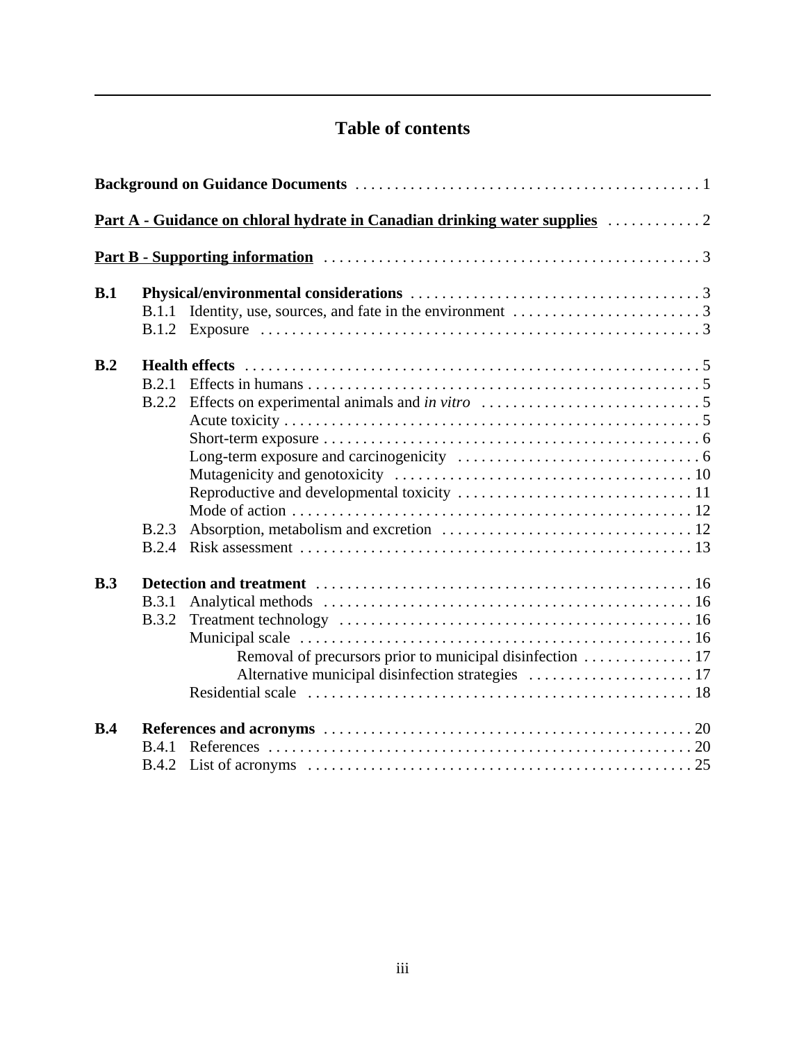# Table of contents

**Background on Guidance Documents** . . . . . . . . . . . . . . . . . . . . . . . . . . . . . . . . . . . . . . . . . . . 1

**Part A - Guidance on chloral hydrate in Canadian drinking water supplies** . . . . . . . . . . . . 2

**Part B - Supporting information** . . . . . . . . . . . . . . . . . . . . . . . . . . . . . . . . . . . . . . . . . . . . . . . 3

**B.1 Physical/environmental considerations** . . . . . . . . . . . . . . . . . . . . . . . . . . . . . . . . . . . . . 3
- B.1.1 Identity, use, sources, and fate in the environment . . . . . . . . . . . . . . . . . . . . . . . . 3
- B.1.2 Exposure . . . . . . . . . . . . . . . . . . . . . . . . . . . . . . . . . . . . . . . . . . . . . . . . . . . . . . . . 3

**B.2 Health effects** . . . . . . . . . . . . . . . . . . . . . . . . . . . . . . . . . . . . . . . . . . . . . . . . . . . . . . . . . . 5
- B.2.1 Effects in humans . . . . . . . . . . . . . . . . . . . . . . . . . . . . . . . . . . . . . . . . . . . . . . . . . . 5
- B.2.2 Effects on experimental animals and *in vitro* . . . . . . . . . . . . . . . . . . . . . . . . . . . . 5
  - Acute toxicity . . . . . . . . . . . . . . . . . . . . . . . . . . . . . . . . . . . . . . . . . . . . . . . . . . . . . 5
  - Short-term exposure . . . . . . . . . . . . . . . . . . . . . . . . . . . . . . . . . . . . . . . . . . . . . . . . 6
  - Long-term exposure and carcinogenicity . . . . . . . . . . . . . . . . . . . . . . . . . . . . . . . 6
  - Mutagenicity and genotoxicity . . . . . . . . . . . . . . . . . . . . . . . . . . . . . . . . . . . . . . 10
  - Reproductive and developmental toxicity . . . . . . . . . . . . . . . . . . . . . . . . . . . . . 11
  - Mode of action . . . . . . . . . . . . . . . . . . . . . . . . . . . . . . . . . . . . . . . . . . . . . . . . . . . 12
- B.2.3 Absorption, metabolism and excretion . . . . . . . . . . . . . . . . . . . . . . . . . . . . . . . . 12
- B.2.4 Risk assessment . . . . . . . . . . . . . . . . . . . . . . . . . . . . . . . . . . . . . . . . . . . . . . . . . . 13

**B.3 Detection and treatment** . . . . . . . . . . . . . . . . . . . . . . . . . . . . . . . . . . . . . . . . . . . . . . . . 16
- B.3.1 Analytical methods . . . . . . . . . . . . . . . . . . . . . . . . . . . . . . . . . . . . . . . . . . . . . . . . 16
- B.3.2 Treatment technology . . . . . . . . . . . . . . . . . . . . . . . . . . . . . . . . . . . . . . . . . . . . . . 16
  - Municipal scale . . . . . . . . . . . . . . . . . . . . . . . . . . . . . . . . . . . . . . . . . . . . . . . . . . . 16
    - Removal of precursors prior to municipal disinfection . . . . . . . . . . . . . . 17
    - Alternative municipal disinfection strategies . . . . . . . . . . . . . . . . . . . . . 17
  - Residential scale . . . . . . . . . . . . . . . . . . . . . . . . . . . . . . . . . . . . . . . . . . . . . . . . . . 18

**B.4 References and acronyms** . . . . . . . . . . . . . . . . . . . . . . . . . . . . . . . . . . . . . . . . . . . . . . . 20
- B.4.1 References . . . . . . . . . . . . . . . . . . . . . . . . . . . . . . . . . . . . . . . . . . . . . . . . . . . . . . . 20
- B.4.2 List of acronyms . . . . . . . . . . . . . . . . . . . . . . . . . . . . . . . . . . . . . . . . . . . . . . . . . . 25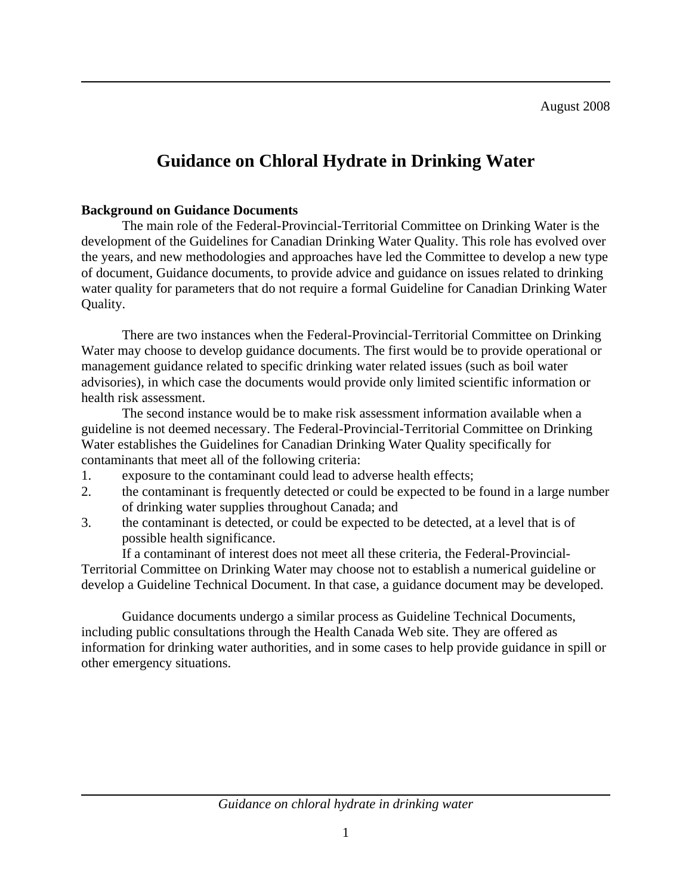August 2008

# Guidance on Chloral Hydrate in Drinking Water

**Background on Guidance Documents**

The main role of the Federal-Provincial-Territorial Committee on Drinking Water is the development of the Guidelines for Canadian Drinking Water Quality. This role has evolved over the years, and new methodologies and approaches have led the Committee to develop a new type of document, Guidance documents, to provide advice and guidance on issues related to drinking water quality for parameters that do not require a formal Guideline for Canadian Drinking Water Quality.

There are two instances when the Federal-Provincial-Territorial Committee on Drinking Water may choose to develop guidance documents. The first would be to provide operational or management guidance related to specific drinking water related issues (such as boil water advisories), in which case the documents would provide only limited scientific information or health risk assessment.

The second instance would be to make risk assessment information available when a guideline is not deemed necessary. The Federal-Provincial-Territorial Committee on Drinking Water establishes the Guidelines for Canadian Drinking Water Quality specifically for contaminants that meet all of the following criteria:

1. exposure to the contaminant could lead to adverse health effects;
2. the contaminant is frequently detected or could be expected to be found in a large number of drinking water supplies throughout Canada; and
3. the contaminant is detected, or could be expected to be detected, at a level that is of possible health significance.

If a contaminant of interest does not meet all these criteria, the Federal-Provincial-Territorial Committee on Drinking Water may choose not to establish a numerical guideline or develop a Guideline Technical Document. In that case, a guidance document may be developed.

Guidance documents undergo a similar process as Guideline Technical Documents, including public consultations through the Health Canada Web site. They are offered as information for drinking water authorities, and in some cases to help provide guidance in spill or other emergency situations.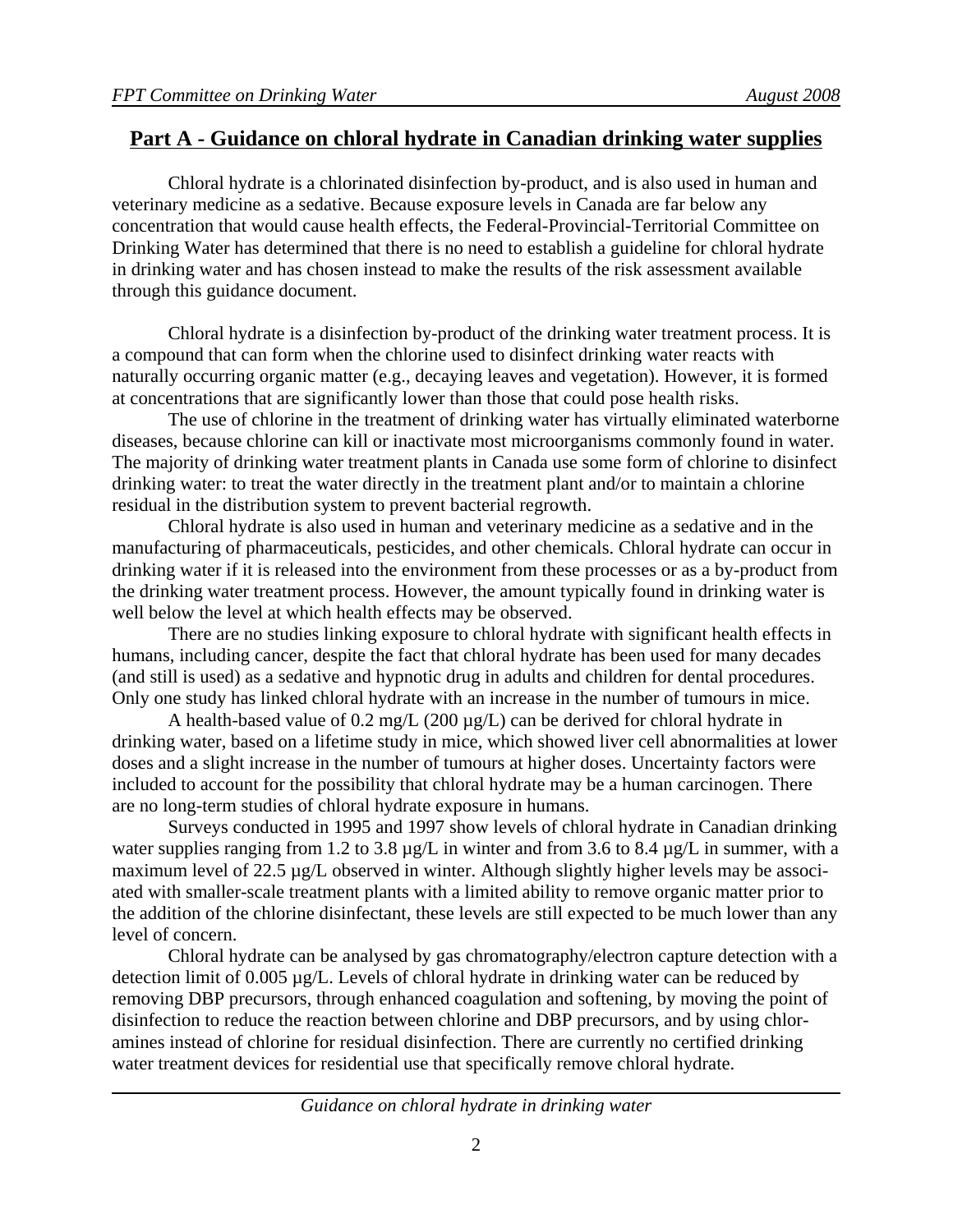## Part A - Guidance on chloral hydrate in Canadian drinking water supplies

Chloral hydrate is a chlorinated disinfection by-product, and is also used in human and veterinary medicine as a sedative. Because exposure levels in Canada are far below any concentration that would cause health effects, the Federal-Provincial-Territorial Committee on Drinking Water has determined that there is no need to establish a guideline for chloral hydrate in drinking water and has chosen instead to make the results of the risk assessment available through this guidance document.

Chloral hydrate is a disinfection by-product of the drinking water treatment process. It is a compound that can form when the chlorine used to disinfect drinking water reacts with naturally occurring organic matter (e.g., decaying leaves and vegetation). However, it is formed at concentrations that are significantly lower than those that could pose health risks.

The use of chlorine in the treatment of drinking water has virtually eliminated waterborne diseases, because chlorine can kill or inactivate most microorganisms commonly found in water. The majority of drinking water treatment plants in Canada use some form of chlorine to disinfect drinking water: to treat the water directly in the treatment plant and/or to maintain a chlorine residual in the distribution system to prevent bacterial regrowth.

Chloral hydrate is also used in human and veterinary medicine as a sedative and in the manufacturing of pharmaceuticals, pesticides, and other chemicals. Chloral hydrate can occur in drinking water if it is released into the environment from these processes or as a by-product from the drinking water treatment process. However, the amount typically found in drinking water is well below the level at which health effects may be observed.

There are no studies linking exposure to chloral hydrate with significant health effects in humans, including cancer, despite the fact that chloral hydrate has been used for many decades (and still is used) as a sedative and hypnotic drug in adults and children for dental procedures. Only one study has linked chloral hydrate with an increase in the number of tumours in mice.

A health-based value of 0.2 mg/L (200 µg/L) can be derived for chloral hydrate in drinking water, based on a lifetime study in mice, which showed liver cell abnormalities at lower doses and a slight increase in the number of tumours at higher doses. Uncertainty factors were included to account for the possibility that chloral hydrate may be a human carcinogen. There are no long-term studies of chloral hydrate exposure in humans.

Surveys conducted in 1995 and 1997 show levels of chloral hydrate in Canadian drinking water supplies ranging from 1.2 to 3.8 µg/L in winter and from 3.6 to 8.4 µg/L in summer, with a maximum level of 22.5 µg/L observed in winter. Although slightly higher levels may be associated with smaller-scale treatment plants with a limited ability to remove organic matter prior to the addition of the chlorine disinfectant, these levels are still expected to be much lower than any level of concern.

Chloral hydrate can be analysed by gas chromatography/electron capture detection with a detection limit of 0.005 µg/L. Levels of chloral hydrate in drinking water can be reduced by removing DBP precursors, through enhanced coagulation and softening, by moving the point of disinfection to reduce the reaction between chlorine and DBP precursors, and by using chloramines instead of chlorine for residual disinfection. There are currently no certified drinking water treatment devices for residential use that specifically remove chloral hydrate.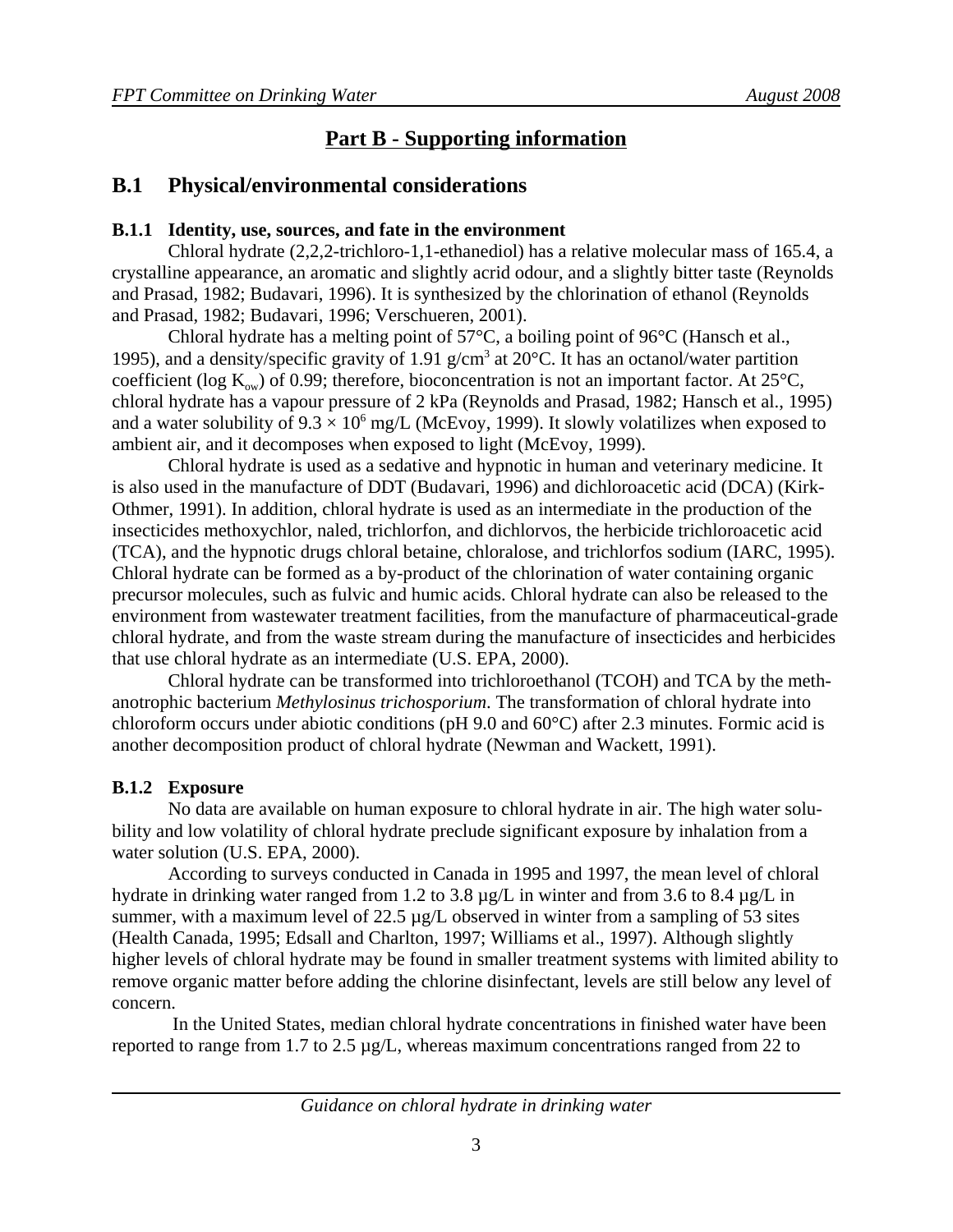# Part B - Supporting information

## B.1 Physical/environmental considerations

### B.1.1 Identity, use, sources, and fate in the environment

Chloral hydrate (2,2,2-trichloro-1,1-ethanediol) has a relative molecular mass of 165.4, a crystalline appearance, an aromatic and slightly acrid odour, and a slightly bitter taste (Reynolds and Prasad, 1982; Budavari, 1996). It is synthesized by the chlorination of ethanol (Reynolds and Prasad, 1982; Budavari, 1996; Verschueren, 2001).

Chloral hydrate has a melting point of 57°C, a boiling point of 96°C (Hansch et al., 1995), and a density/specific gravity of 1.91 g/cm$^3$ at 20°C. It has an octanol/water partition coefficient (log $K_{ow}$) of 0.99; therefore, bioconcentration is not an important factor. At 25°C, chloral hydrate has a vapour pressure of 2 kPa (Reynolds and Prasad, 1982; Hansch et al., 1995) and a water solubility of $9.3 \times 10^6$ mg/L (McEvoy, 1999). It slowly volatilizes when exposed to ambient air, and it decomposes when exposed to light (McEvoy, 1999).

Chloral hydrate is used as a sedative and hypnotic in human and veterinary medicine. It is also used in the manufacture of DDT (Budavari, 1996) and dichloroacetic acid (DCA) (Kirk-Othmer, 1991). In addition, chloral hydrate is used as an intermediate in the production of the insecticides methoxychlor, naled, trichlorfon, and dichlorvos, the herbicide trichloroacetic acid (TCA), and the hypnotic drugs chloral betaine, chloralose, and trichlorfos sodium (IARC, 1995). Chloral hydrate can be formed as a by-product of the chlorination of water containing organic precursor molecules, such as fulvic and humic acids. Chloral hydrate can also be released to the environment from wastewater treatment facilities, from the manufacture of pharmaceutical-grade chloral hydrate, and from the waste stream during the manufacture of insecticides and herbicides that use chloral hydrate as an intermediate (U.S. EPA, 2000).

Chloral hydrate can be transformed into trichloroethanol (TCOH) and TCA by the methanotrophic bacterium *Methylosinus trichosporium*. The transformation of chloral hydrate into chloroform occurs under abiotic conditions (pH 9.0 and 60°C) after 2.3 minutes. Formic acid is another decomposition product of chloral hydrate (Newman and Wackett, 1991).

### B.1.2 Exposure

No data are available on human exposure to chloral hydrate in air. The high water solubility and low volatility of chloral hydrate preclude significant exposure by inhalation from a water solution (U.S. EPA, 2000).

According to surveys conducted in Canada in 1995 and 1997, the mean level of chloral hydrate in drinking water ranged from 1.2 to 3.8 µg/L in winter and from 3.6 to 8.4 µg/L in summer, with a maximum level of 22.5 µg/L observed in winter from a sampling of 53 sites (Health Canada, 1995; Edsall and Charlton, 1997; Williams et al., 1997). Although slightly higher levels of chloral hydrate may be found in smaller treatment systems with limited ability to remove organic matter before adding the chlorine disinfectant, levels are still below any level of concern.

In the United States, median chloral hydrate concentrations in finished water have been reported to range from 1.7 to 2.5 µg/L, whereas maximum concentrations ranged from 22 to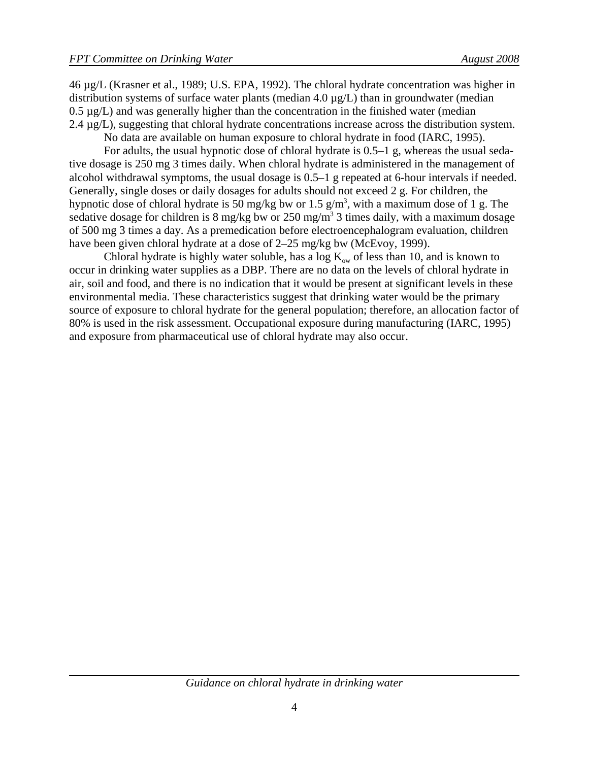46 µg/L (Krasner et al., 1989; U.S. EPA, 1992). The chloral hydrate concentration was higher in distribution systems of surface water plants (median 4.0 µg/L) than in groundwater (median 0.5 µg/L) and was generally higher than the concentration in the finished water (median 2.4 µg/L), suggesting that chloral hydrate concentrations increase across the distribution system.

No data are available on human exposure to chloral hydrate in food (IARC, 1995).

For adults, the usual hypnotic dose of chloral hydrate is 0.5–1 g, whereas the usual sedative dosage is 250 mg 3 times daily. When chloral hydrate is administered in the management of alcohol withdrawal symptoms, the usual dosage is 0.5–1 g repeated at 6-hour intervals if needed. Generally, single doses or daily dosages for adults should not exceed 2 g. For children, the hypnotic dose of chloral hydrate is 50 mg/kg bw or 1.5 g/$m^3$, with a maximum dose of 1 g. The sedative dosage for children is 8 mg/kg bw or 250 mg/$m^3$ 3 times daily, with a maximum dosage of 500 mg 3 times a day. As a premedication before electroencephalogram evaluation, children have been given chloral hydrate at a dose of 2–25 mg/kg bw (McEvoy, 1999).

Chloral hydrate is highly water soluble, has a log $K_{ow}$ of less than 10, and is known to occur in drinking water supplies as a DBP. There are no data on the levels of chloral hydrate in air, soil and food, and there is no indication that it would be present at significant levels in these environmental media. These characteristics suggest that drinking water would be the primary source of exposure to chloral hydrate for the general population; therefore, an allocation factor of 80% is used in the risk assessment. Occupational exposure during manufacturing (IARC, 1995) and exposure from pharmaceutical use of chloral hydrate may also occur.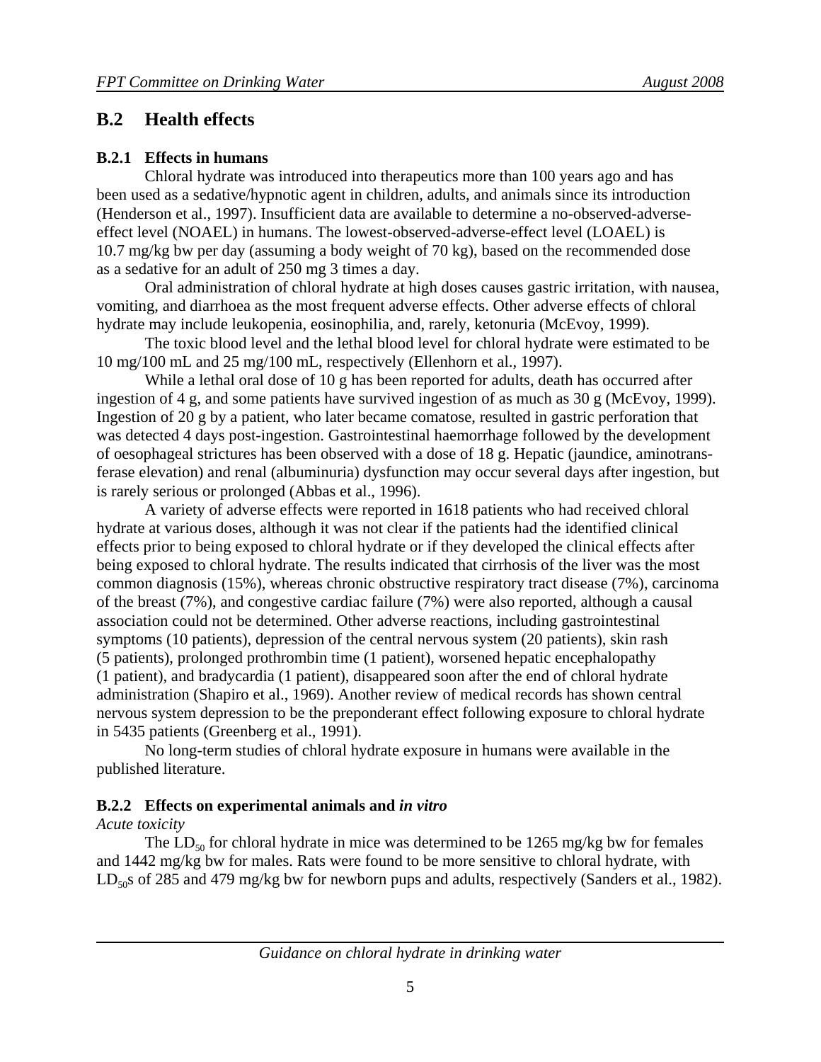## B.2 Health effects

### B.2.1 Effects in humans

Chloral hydrate was introduced into therapeutics more than 100 years ago and has been used as a sedative/hypnotic agent in children, adults, and animals since its introduction (Henderson et al., 1997). Insufficient data are available to determine a no-observed-adverse-effect level (NOAEL) in humans. The lowest-observed-adverse-effect level (LOAEL) is 10.7 mg/kg bw per day (assuming a body weight of 70 kg), based on the recommended dose as a sedative for an adult of 250 mg 3 times a day.

Oral administration of chloral hydrate at high doses causes gastric irritation, with nausea, vomiting, and diarrhoea as the most frequent adverse effects. Other adverse effects of chloral hydrate may include leukopenia, eosinophilia, and, rarely, ketonuria (McEvoy, 1999).

The toxic blood level and the lethal blood level for chloral hydrate were estimated to be 10 mg/100 mL and 25 mg/100 mL, respectively (Ellenhorn et al., 1997).

While a lethal oral dose of 10 g has been reported for adults, death has occurred after ingestion of 4 g, and some patients have survived ingestion of as much as 30 g (McEvoy, 1999). Ingestion of 20 g by a patient, who later became comatose, resulted in gastric perforation that was detected 4 days post-ingestion. Gastrointestinal haemorrhage followed by the development of oesophageal strictures has been observed with a dose of 18 g. Hepatic (jaundice, aminotransferase elevation) and renal (albuminuria) dysfunction may occur several days after ingestion, but is rarely serious or prolonged (Abbas et al., 1996).

A variety of adverse effects were reported in 1618 patients who had received chloral hydrate at various doses, although it was not clear if the patients had the identified clinical effects prior to being exposed to chloral hydrate or if they developed the clinical effects after being exposed to chloral hydrate. The results indicated that cirrhosis of the liver was the most common diagnosis (15%), whereas chronic obstructive respiratory tract disease (7%), carcinoma of the breast (7%), and congestive cardiac failure (7%) were also reported, although a causal association could not be determined. Other adverse reactions, including gastrointestinal symptoms (10 patients), depression of the central nervous system (20 patients), skin rash (5 patients), prolonged prothrombin time (1 patient), worsened hepatic encephalopathy (1 patient), and bradycardia (1 patient), disappeared soon after the end of chloral hydrate administration (Shapiro et al., 1969). Another review of medical records has shown central nervous system depression to be the preponderant effect following exposure to chloral hydrate in 5435 patients (Greenberg et al., 1991).

No long-term studies of chloral hydrate exposure in humans were available in the published literature.

### B.2.2 Effects on experimental animals and *in vitro*

*Acute toxicity*

The $LD_{50}$ for chloral hydrate in mice was determined to be 1265 mg/kg bw for females and 1442 mg/kg bw for males. Rats were found to be more sensitive to chloral hydrate, with $LD_{50}$s of 285 and 479 mg/kg bw for newborn pups and adults, respectively (Sanders et al., 1982).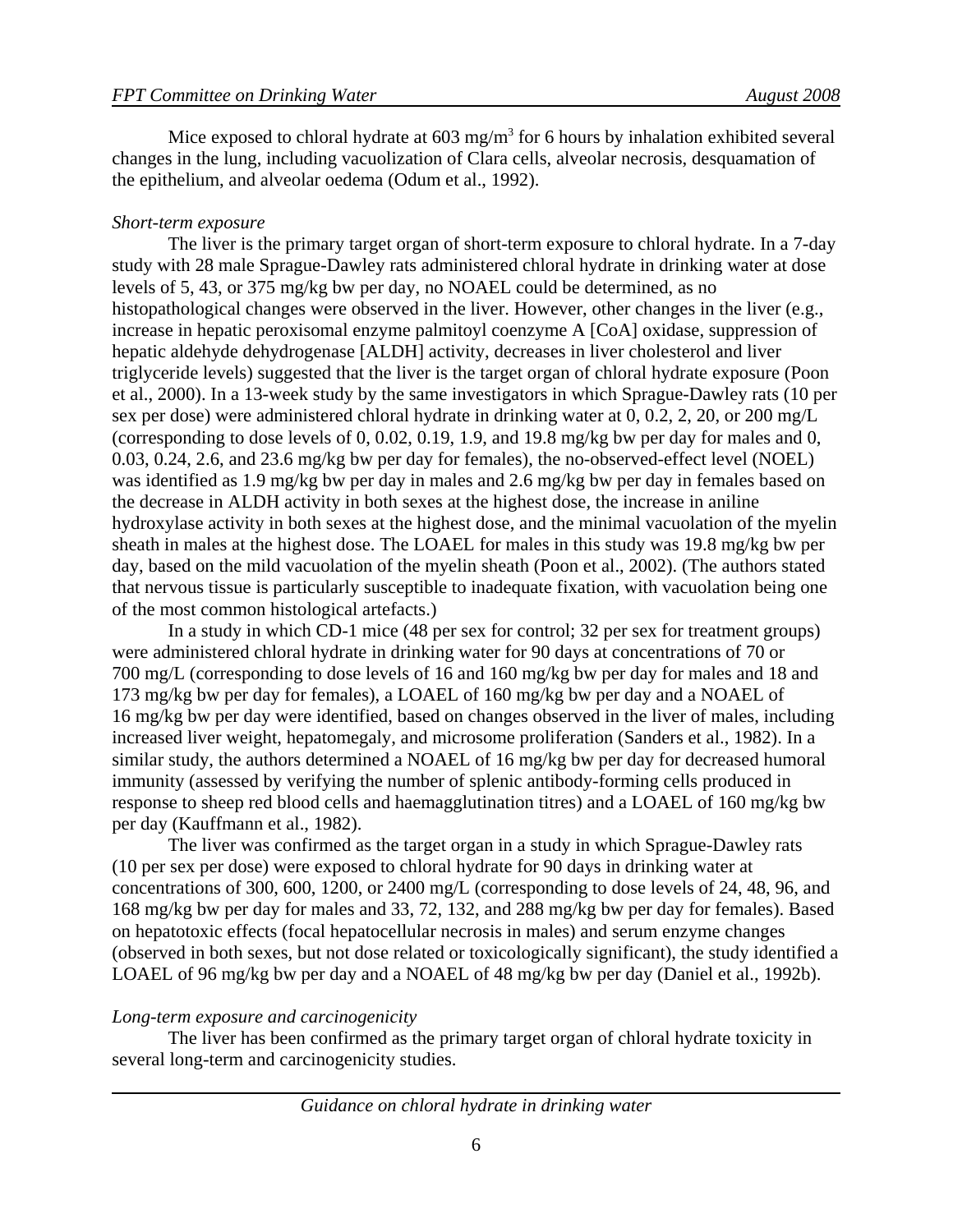Mice exposed to chloral hydrate at 603 mg/m$^3$ for 6 hours by inhalation exhibited several changes in the lung, including vacuolization of Clara cells, alveolar necrosis, desquamation of the epithelium, and alveolar oedema (Odum et al., 1992).

*Short-term exposure*

The liver is the primary target organ of short-term exposure to chloral hydrate. In a 7-day study with 28 male Sprague-Dawley rats administered chloral hydrate in drinking water at dose levels of 5, 43, or 375 mg/kg bw per day, no NOAEL could be determined, as no histopathological changes were observed in the liver. However, other changes in the liver (e.g., increase in hepatic peroxisomal enzyme palmitoyl coenzyme A [CoA] oxidase, suppression of hepatic aldehyde dehydrogenase [ALDH] activity, decreases in liver cholesterol and liver triglyceride levels) suggested that the liver is the target organ of chloral hydrate exposure (Poon et al., 2000). In a 13-week study by the same investigators in which Sprague-Dawley rats (10 per sex per dose) were administered chloral hydrate in drinking water at 0, 0.2, 2, 20, or 200 mg/L (corresponding to dose levels of 0, 0.02, 0.19, 1.9, and 19.8 mg/kg bw per day for males and 0, 0.03, 0.24, 2.6, and 23.6 mg/kg bw per day for females), the no-observed-effect level (NOEL) was identified as 1.9 mg/kg bw per day in males and 2.6 mg/kg bw per day in females based on the decrease in ALDH activity in both sexes at the highest dose, the increase in aniline hydroxylase activity in both sexes at the highest dose, and the minimal vacuolation of the myelin sheath in males at the highest dose. The LOAEL for males in this study was 19.8 mg/kg bw per day, based on the mild vacuolation of the myelin sheath (Poon et al., 2002). (The authors stated that nervous tissue is particularly susceptible to inadequate fixation, with vacuolation being one of the most common histological artefacts.)

In a study in which CD-1 mice (48 per sex for control; 32 per sex for treatment groups) were administered chloral hydrate in drinking water for 90 days at concentrations of 70 or 700 mg/L (corresponding to dose levels of 16 and 160 mg/kg bw per day for males and 18 and 173 mg/kg bw per day for females), a LOAEL of 160 mg/kg bw per day and a NOAEL of 16 mg/kg bw per day were identified, based on changes observed in the liver of males, including increased liver weight, hepatomegaly, and microsome proliferation (Sanders et al., 1982). In a similar study, the authors determined a NOAEL of 16 mg/kg bw per day for decreased humoral immunity (assessed by verifying the number of splenic antibody-forming cells produced in response to sheep red blood cells and haemagglutination titres) and a LOAEL of 160 mg/kg bw per day (Kauffmann et al., 1982).

The liver was confirmed as the target organ in a study in which Sprague-Dawley rats (10 per sex per dose) were exposed to chloral hydrate for 90 days in drinking water at concentrations of 300, 600, 1200, or 2400 mg/L (corresponding to dose levels of 24, 48, 96, and 168 mg/kg bw per day for males and 33, 72, 132, and 288 mg/kg bw per day for females). Based on hepatotoxic effects (focal hepatocellular necrosis in males) and serum enzyme changes (observed in both sexes, but not dose related or toxicologically significant), the study identified a LOAEL of 96 mg/kg bw per day and a NOAEL of 48 mg/kg bw per day (Daniel et al., 1992b).

*Long-term exposure and carcinogenicity*

The liver has been confirmed as the primary target organ of chloral hydrate toxicity in several long-term and carcinogenicity studies.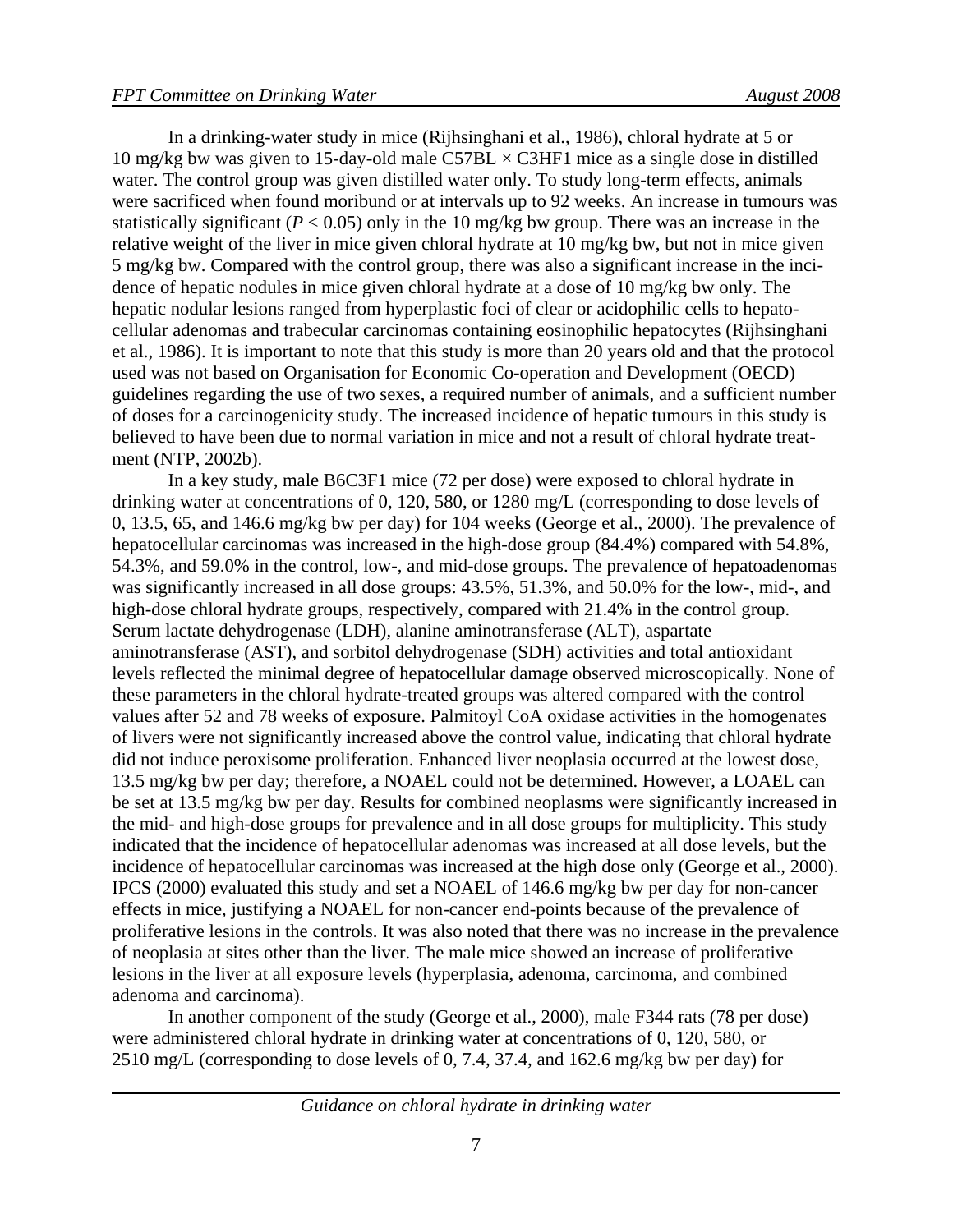In a drinking-water study in mice (Rijhsinghani et al., 1986), chloral hydrate at 5 or 10 mg/kg bw was given to 15-day-old male C57BL × C3HF1 mice as a single dose in distilled water. The control group was given distilled water only. To study long-term effects, animals were sacrificed when found moribund or at intervals up to 92 weeks. An increase in tumours was statistically significant ($P < 0.05$) only in the 10 mg/kg bw group. There was an increase in the relative weight of the liver in mice given chloral hydrate at 10 mg/kg bw, but not in mice given 5 mg/kg bw. Compared with the control group, there was also a significant increase in the incidence of hepatic nodules in mice given chloral hydrate at a dose of 10 mg/kg bw only. The hepatic nodular lesions ranged from hyperplastic foci of clear or acidophilic cells to hepatocellular adenomas and trabecular carcinomas containing eosinophilic hepatocytes (Rijhsinghani et al., 1986). It is important to note that this study is more than 20 years old and that the protocol used was not based on Organisation for Economic Co-operation and Development (OECD) guidelines regarding the use of two sexes, a required number of animals, and a sufficient number of doses for a carcinogenicity study. The increased incidence of hepatic tumours in this study is believed to have been due to normal variation in mice and not a result of chloral hydrate treatment (NTP, 2002b).

In a key study, male B6C3F1 mice (72 per dose) were exposed to chloral hydrate in drinking water at concentrations of 0, 120, 580, or 1280 mg/L (corresponding to dose levels of 0, 13.5, 65, and 146.6 mg/kg bw per day) for 104 weeks (George et al., 2000). The prevalence of hepatocellular carcinomas was increased in the high-dose group (84.4%) compared with 54.8%, 54.3%, and 59.0% in the control, low-, and mid-dose groups. The prevalence of hepatoadenomas was significantly increased in all dose groups: 43.5%, 51.3%, and 50.0% for the low-, mid-, and high-dose chloral hydrate groups, respectively, compared with 21.4% in the control group. Serum lactate dehydrogenase (LDH), alanine aminotransferase (ALT), aspartate aminotransferase (AST), and sorbitol dehydrogenase (SDH) activities and total antioxidant levels reflected the minimal degree of hepatocellular damage observed microscopically. None of these parameters in the chloral hydrate-treated groups was altered compared with the control values after 52 and 78 weeks of exposure. Palmitoyl CoA oxidase activities in the homogenates of livers were not significantly increased above the control value, indicating that chloral hydrate did not induce peroxisome proliferation. Enhanced liver neoplasia occurred at the lowest dose, 13.5 mg/kg bw per day; therefore, a NOAEL could not be determined. However, a LOAEL can be set at 13.5 mg/kg bw per day. Results for combined neoplasms were significantly increased in the mid- and high-dose groups for prevalence and in all dose groups for multiplicity. This study indicated that the incidence of hepatocellular adenomas was increased at all dose levels, but the incidence of hepatocellular carcinomas was increased at the high dose only (George et al., 2000). IPCS (2000) evaluated this study and set a NOAEL of 146.6 mg/kg bw per day for non-cancer effects in mice, justifying a NOAEL for non-cancer end-points because of the prevalence of proliferative lesions in the controls. It was also noted that there was no increase in the prevalence of neoplasia at sites other than the liver. The male mice showed an increase of proliferative lesions in the liver at all exposure levels (hyperplasia, adenoma, carcinoma, and combined adenoma and carcinoma).

In another component of the study (George et al., 2000), male F344 rats (78 per dose) were administered chloral hydrate in drinking water at concentrations of 0, 120, 580, or 2510 mg/L (corresponding to dose levels of 0, 7.4, 37.4, and 162.6 mg/kg bw per day) for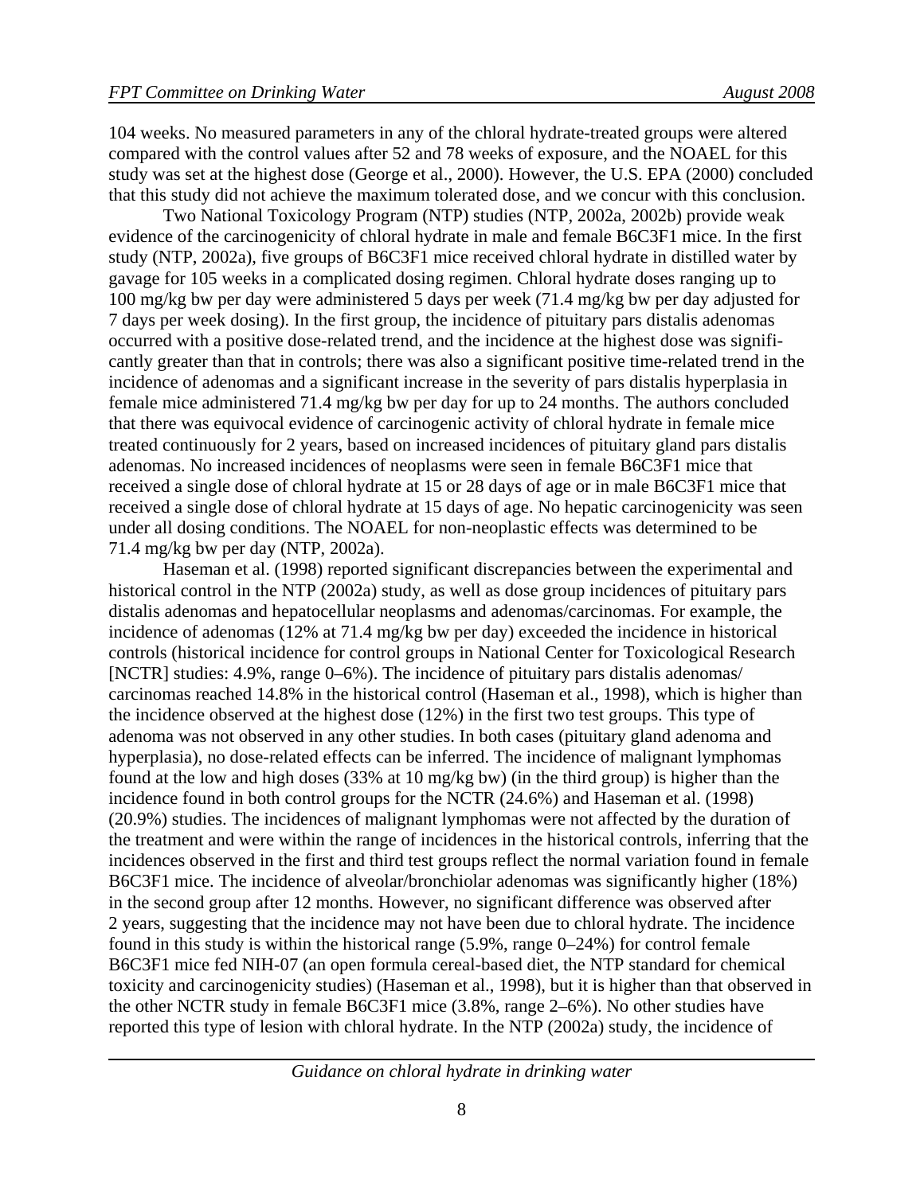104 weeks. No measured parameters in any of the chloral hydrate-treated groups were altered compared with the control values after 52 and 78 weeks of exposure, and the NOAEL for this study was set at the highest dose (George et al., 2000). However, the U.S. EPA (2000) concluded that this study did not achieve the maximum tolerated dose, and we concur with this conclusion.

Two National Toxicology Program (NTP) studies (NTP, 2002a, 2002b) provide weak evidence of the carcinogenicity of chloral hydrate in male and female B6C3F1 mice. In the first study (NTP, 2002a), five groups of B6C3F1 mice received chloral hydrate in distilled water by gavage for 105 weeks in a complicated dosing regimen. Chloral hydrate doses ranging up to 100 mg/kg bw per day were administered 5 days per week (71.4 mg/kg bw per day adjusted for 7 days per week dosing). In the first group, the incidence of pituitary pars distalis adenomas occurred with a positive dose-related trend, and the incidence at the highest dose was significantly greater than that in controls; there was also a significant positive time-related trend in the incidence of adenomas and a significant increase in the severity of pars distalis hyperplasia in female mice administered 71.4 mg/kg bw per day for up to 24 months. The authors concluded that there was equivocal evidence of carcinogenic activity of chloral hydrate in female mice treated continuously for 2 years, based on increased incidences of pituitary gland pars distalis adenomas. No increased incidences of neoplasms were seen in female B6C3F1 mice that received a single dose of chloral hydrate at 15 or 28 days of age or in male B6C3F1 mice that received a single dose of chloral hydrate at 15 days of age. No hepatic carcinogenicity was seen under all dosing conditions. The NOAEL for non-neoplastic effects was determined to be 71.4 mg/kg bw per day (NTP, 2002a).

Haseman et al. (1998) reported significant discrepancies between the experimental and historical control in the NTP (2002a) study, as well as dose group incidences of pituitary pars distalis adenomas and hepatocellular neoplasms and adenomas/carcinomas. For example, the incidence of adenomas (12% at 71.4 mg/kg bw per day) exceeded the incidence in historical controls (historical incidence for control groups in National Center for Toxicological Research [NCTR] studies: 4.9%, range 0–6%). The incidence of pituitary pars distalis adenomas/carcinomas reached 14.8% in the historical control (Haseman et al., 1998), which is higher than the incidence observed at the highest dose (12%) in the first two test groups. This type of adenoma was not observed in any other studies. In both cases (pituitary gland adenoma and hyperplasia), no dose-related effects can be inferred. The incidence of malignant lymphomas found at the low and high doses (33% at 10 mg/kg bw) (in the third group) is higher than the incidence found in both control groups for the NCTR (24.6%) and Haseman et al. (1998) (20.9%) studies. The incidences of malignant lymphomas were not affected by the duration of the treatment and were within the range of incidences in the historical controls, inferring that the incidences observed in the first and third test groups reflect the normal variation found in female B6C3F1 mice. The incidence of alveolar/bronchiolar adenomas was significantly higher (18%) in the second group after 12 months. However, no significant difference was observed after 2 years, suggesting that the incidence may not have been due to chloral hydrate. The incidence found in this study is within the historical range (5.9%, range 0–24%) for control female B6C3F1 mice fed NIH-07 (an open formula cereal-based diet, the NTP standard for chemical toxicity and carcinogenicity studies) (Haseman et al., 1998), but it is higher than that observed in the other NCTR study in female B6C3F1 mice (3.8%, range 2–6%). No other studies have reported this type of lesion with chloral hydrate. In the NTP (2002a) study, the incidence of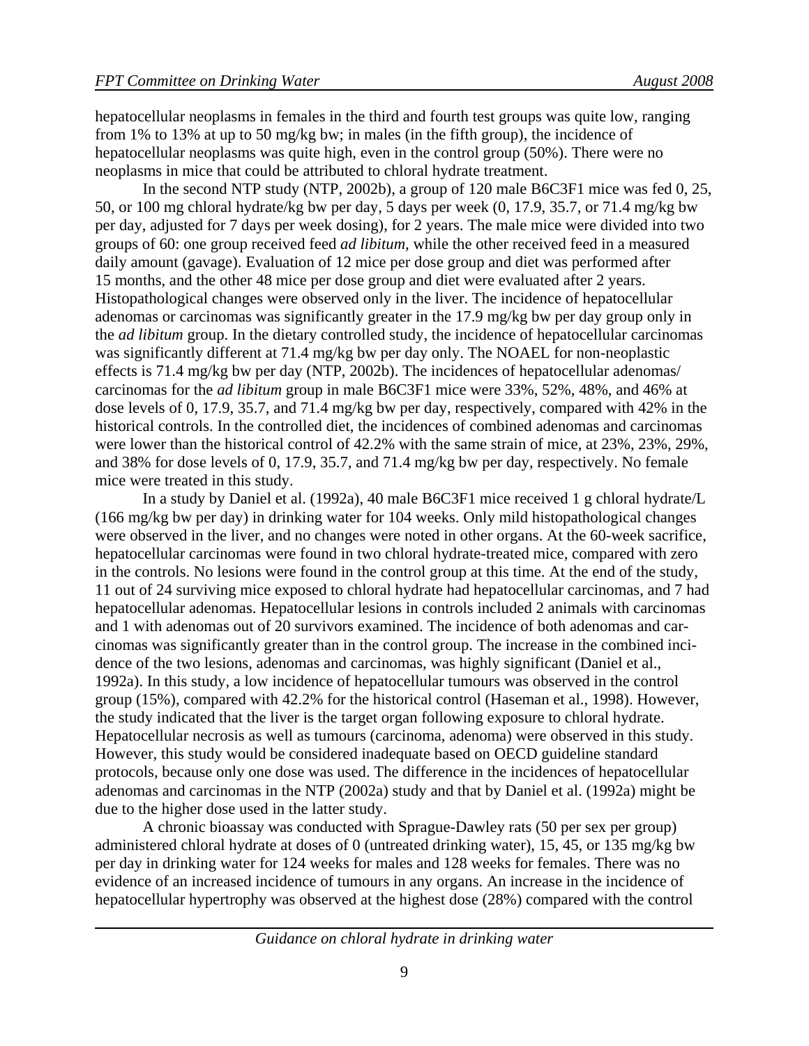hepatocellular neoplasms in females in the third and fourth test groups was quite low, ranging from 1% to 13% at up to 50 mg/kg bw; in males (in the fifth group), the incidence of hepatocellular neoplasms was quite high, even in the control group (50%). There were no neoplasms in mice that could be attributed to chloral hydrate treatment.

In the second NTP study (NTP, 2002b), a group of 120 male B6C3F1 mice was fed 0, 25, 50, or 100 mg chloral hydrate/kg bw per day, 5 days per week (0, 17.9, 35.7, or 71.4 mg/kg bw per day, adjusted for 7 days per week dosing), for 2 years. The male mice were divided into two groups of 60: one group received feed *ad libitum*, while the other received feed in a measured daily amount (gavage). Evaluation of 12 mice per dose group and diet was performed after 15 months, and the other 48 mice per dose group and diet were evaluated after 2 years. Histopathological changes were observed only in the liver. The incidence of hepatocellular adenomas or carcinomas was significantly greater in the 17.9 mg/kg bw per day group only in the *ad libitum* group. In the dietary controlled study, the incidence of hepatocellular carcinomas was significantly different at 71.4 mg/kg bw per day only. The NOAEL for non-neoplastic effects is 71.4 mg/kg bw per day (NTP, 2002b). The incidences of hepatocellular adenomas/ carcinomas for the *ad libitum* group in male B6C3F1 mice were 33%, 52%, 48%, and 46% at dose levels of 0, 17.9, 35.7, and 71.4 mg/kg bw per day, respectively, compared with 42% in the historical controls. In the controlled diet, the incidences of combined adenomas and carcinomas were lower than the historical control of 42.2% with the same strain of mice, at 23%, 23%, 29%, and 38% for dose levels of 0, 17.9, 35.7, and 71.4 mg/kg bw per day, respectively. No female mice were treated in this study.

In a study by Daniel et al. (1992a), 40 male B6C3F1 mice received 1 g chloral hydrate/L (166 mg/kg bw per day) in drinking water for 104 weeks. Only mild histopathological changes were observed in the liver, and no changes were noted in other organs. At the 60-week sacrifice, hepatocellular carcinomas were found in two chloral hydrate-treated mice, compared with zero in the controls. No lesions were found in the control group at this time. At the end of the study, 11 out of 24 surviving mice exposed to chloral hydrate had hepatocellular carcinomas, and 7 had hepatocellular adenomas. Hepatocellular lesions in controls included 2 animals with carcinomas and 1 with adenomas out of 20 survivors examined. The incidence of both adenomas and carcinomas was significantly greater than in the control group. The increase in the combined incidence of the two lesions, adenomas and carcinomas, was highly significant (Daniel et al., 1992a). In this study, a low incidence of hepatocellular tumours was observed in the control group (15%), compared with 42.2% for the historical control (Haseman et al., 1998). However, the study indicated that the liver is the target organ following exposure to chloral hydrate. Hepatocellular necrosis as well as tumours (carcinoma, adenoma) were observed in this study. However, this study would be considered inadequate based on OECD guideline standard protocols, because only one dose was used. The difference in the incidences of hepatocellular adenomas and carcinomas in the NTP (2002a) study and that by Daniel et al. (1992a) might be due to the higher dose used in the latter study.

A chronic bioassay was conducted with Sprague-Dawley rats (50 per sex per group) administered chloral hydrate at doses of 0 (untreated drinking water), 15, 45, or 135 mg/kg bw per day in drinking water for 124 weeks for males and 128 weeks for females. There was no evidence of an increased incidence of tumours in any organs. An increase in the incidence of hepatocellular hypertrophy was observed at the highest dose (28%) compared with the control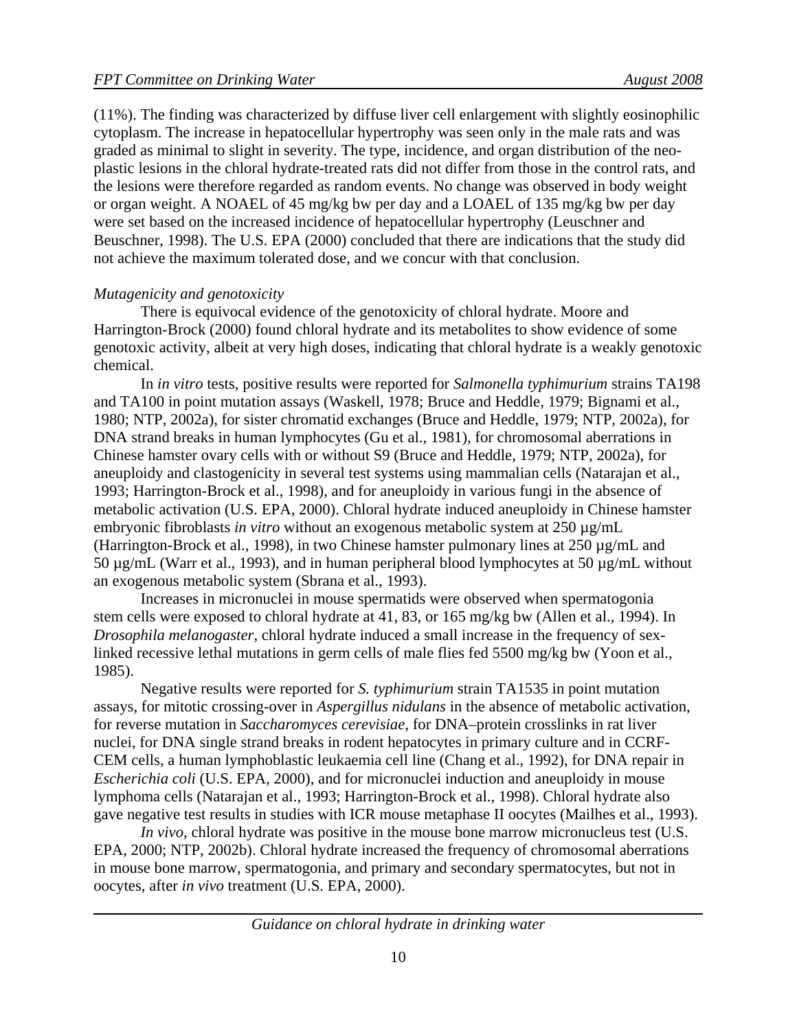(11%). The finding was characterized by diffuse liver cell enlargement with slightly eosinophilic cytoplasm. The increase in hepatocellular hypertrophy was seen only in the male rats and was graded as minimal to slight in severity. The type, incidence, and organ distribution of the neoplastic lesions in the chloral hydrate-treated rats did not differ from those in the control rats, and the lesions were therefore regarded as random events. No change was observed in body weight or organ weight. A NOAEL of 45 mg/kg bw per day and a LOAEL of 135 mg/kg bw per day were set based on the increased incidence of hepatocellular hypertrophy (Leuschner and Beuschner, 1998). The U.S. EPA (2000) concluded that there are indications that the study did not achieve the maximum tolerated dose, and we concur with that conclusion.

*Mutagenicity and genotoxicity*

There is equivocal evidence of the genotoxicity of chloral hydrate. Moore and Harrington-Brock (2000) found chloral hydrate and its metabolites to show evidence of some genotoxic activity, albeit at very high doses, indicating that chloral hydrate is a weakly genotoxic chemical.

In *in vitro* tests, positive results were reported for *Salmonella typhimurium* strains TA198 and TA100 in point mutation assays (Waskell, 1978; Bruce and Heddle, 1979; Bignami et al., 1980; NTP, 2002a), for sister chromatid exchanges (Bruce and Heddle, 1979; NTP, 2002a), for DNA strand breaks in human lymphocytes (Gu et al., 1981), for chromosomal aberrations in Chinese hamster ovary cells with or without S9 (Bruce and Heddle, 1979; NTP, 2002a), for aneuploidy and clastogenicity in several test systems using mammalian cells (Natarajan et al., 1993; Harrington-Brock et al., 1998), and for aneuploidy in various fungi in the absence of metabolic activation (U.S. EPA, 2000). Chloral hydrate induced aneuploidy in Chinese hamster embryonic fibroblasts *in vitro* without an exogenous metabolic system at 250 µg/mL (Harrington-Brock et al., 1998), in two Chinese hamster pulmonary lines at 250 µg/mL and 50 µg/mL (Warr et al., 1993), and in human peripheral blood lymphocytes at 50 µg/mL without an exogenous metabolic system (Sbrana et al., 1993).

Increases in micronuclei in mouse spermatids were observed when spermatogonia stem cells were exposed to chloral hydrate at 41, 83, or 165 mg/kg bw (Allen et al., 1994). In *Drosophila melanogaster*, chloral hydrate induced a small increase in the frequency of sex-linked recessive lethal mutations in germ cells of male flies fed 5500 mg/kg bw (Yoon et al., 1985).

Negative results were reported for *S. typhimurium* strain TA1535 in point mutation assays, for mitotic crossing-over in *Aspergillus nidulans* in the absence of metabolic activation, for reverse mutation in *Saccharomyces cerevisiae*, for DNA–protein crosslinks in rat liver nuclei, for DNA single strand breaks in rodent hepatocytes in primary culture and in CCRF-CEM cells, a human lymphoblastic leukaemia cell line (Chang et al., 1992), for DNA repair in *Escherichia coli* (U.S. EPA, 2000), and for micronuclei induction and aneuploidy in mouse lymphoma cells (Natarajan et al., 1993; Harrington-Brock et al., 1998). Chloral hydrate also gave negative test results in studies with ICR mouse metaphase II oocytes (Mailhes et al., 1993).

*In vivo*, chloral hydrate was positive in the mouse bone marrow micronucleus test (U.S. EPA, 2000; NTP, 2002b). Chloral hydrate increased the frequency of chromosomal aberrations in mouse bone marrow, spermatogonia, and primary and secondary spermatocytes, but not in oocytes, after *in vivo* treatment (U.S. EPA, 2000).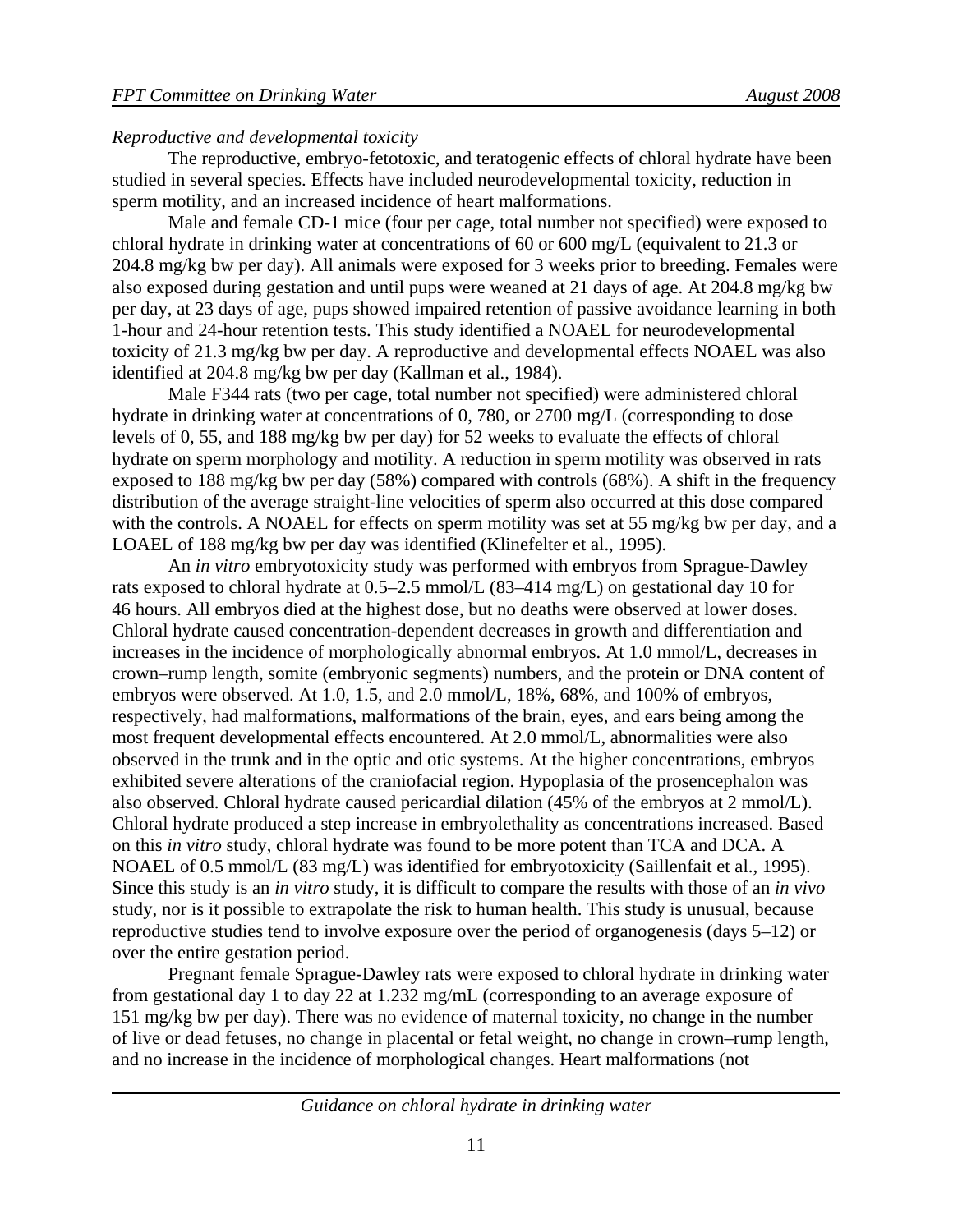*Reproductive and developmental toxicity*

The reproductive, embryo-fetotoxic, and teratogenic effects of chloral hydrate have been studied in several species. Effects have included neurodevelopmental toxicity, reduction in sperm motility, and an increased incidence of heart malformations.

Male and female CD-1 mice (four per cage, total number not specified) were exposed to chloral hydrate in drinking water at concentrations of 60 or 600 mg/L (equivalent to 21.3 or 204.8 mg/kg bw per day). All animals were exposed for 3 weeks prior to breeding. Females were also exposed during gestation and until pups were weaned at 21 days of age. At 204.8 mg/kg bw per day, at 23 days of age, pups showed impaired retention of passive avoidance learning in both 1-hour and 24-hour retention tests. This study identified a NOAEL for neurodevelopmental toxicity of 21.3 mg/kg bw per day. A reproductive and developmental effects NOAEL was also identified at 204.8 mg/kg bw per day (Kallman et al., 1984).

Male F344 rats (two per cage, total number not specified) were administered chloral hydrate in drinking water at concentrations of 0, 780, or 2700 mg/L (corresponding to dose levels of 0, 55, and 188 mg/kg bw per day) for 52 weeks to evaluate the effects of chloral hydrate on sperm morphology and motility. A reduction in sperm motility was observed in rats exposed to 188 mg/kg bw per day (58%) compared with controls (68%). A shift in the frequency distribution of the average straight-line velocities of sperm also occurred at this dose compared with the controls. A NOAEL for effects on sperm motility was set at 55 mg/kg bw per day, and a LOAEL of 188 mg/kg bw per day was identified (Klinefelter et al., 1995).

An *in vitro* embryotoxicity study was performed with embryos from Sprague-Dawley rats exposed to chloral hydrate at 0.5–2.5 mmol/L (83–414 mg/L) on gestational day 10 for 46 hours. All embryos died at the highest dose, but no deaths were observed at lower doses. Chloral hydrate caused concentration-dependent decreases in growth and differentiation and increases in the incidence of morphologically abnormal embryos. At 1.0 mmol/L, decreases in crown–rump length, somite (embryonic segments) numbers, and the protein or DNA content of embryos were observed. At 1.0, 1.5, and 2.0 mmol/L, 18%, 68%, and 100% of embryos, respectively, had malformations, malformations of the brain, eyes, and ears being among the most frequent developmental effects encountered. At 2.0 mmol/L, abnormalities were also observed in the trunk and in the optic and otic systems. At the higher concentrations, embryos exhibited severe alterations of the craniofacial region. Hypoplasia of the prosencephalon was also observed. Chloral hydrate caused pericardial dilation (45% of the embryos at 2 mmol/L). Chloral hydrate produced a step increase in embryolethality as concentrations increased. Based on this *in vitro* study, chloral hydrate was found to be more potent than TCA and DCA. A NOAEL of 0.5 mmol/L (83 mg/L) was identified for embryotoxicity (Saillenfait et al., 1995). Since this study is an *in vitro* study, it is difficult to compare the results with those of an *in vivo* study, nor is it possible to extrapolate the risk to human health. This study is unusual, because reproductive studies tend to involve exposure over the period of organogenesis (days 5–12) or over the entire gestation period.

Pregnant female Sprague-Dawley rats were exposed to chloral hydrate in drinking water from gestational day 1 to day 22 at 1.232 mg/mL (corresponding to an average exposure of 151 mg/kg bw per day). There was no evidence of maternal toxicity, no change in the number of live or dead fetuses, no change in placental or fetal weight, no change in crown–rump length, and no increase in the incidence of morphological changes. Heart malformations (not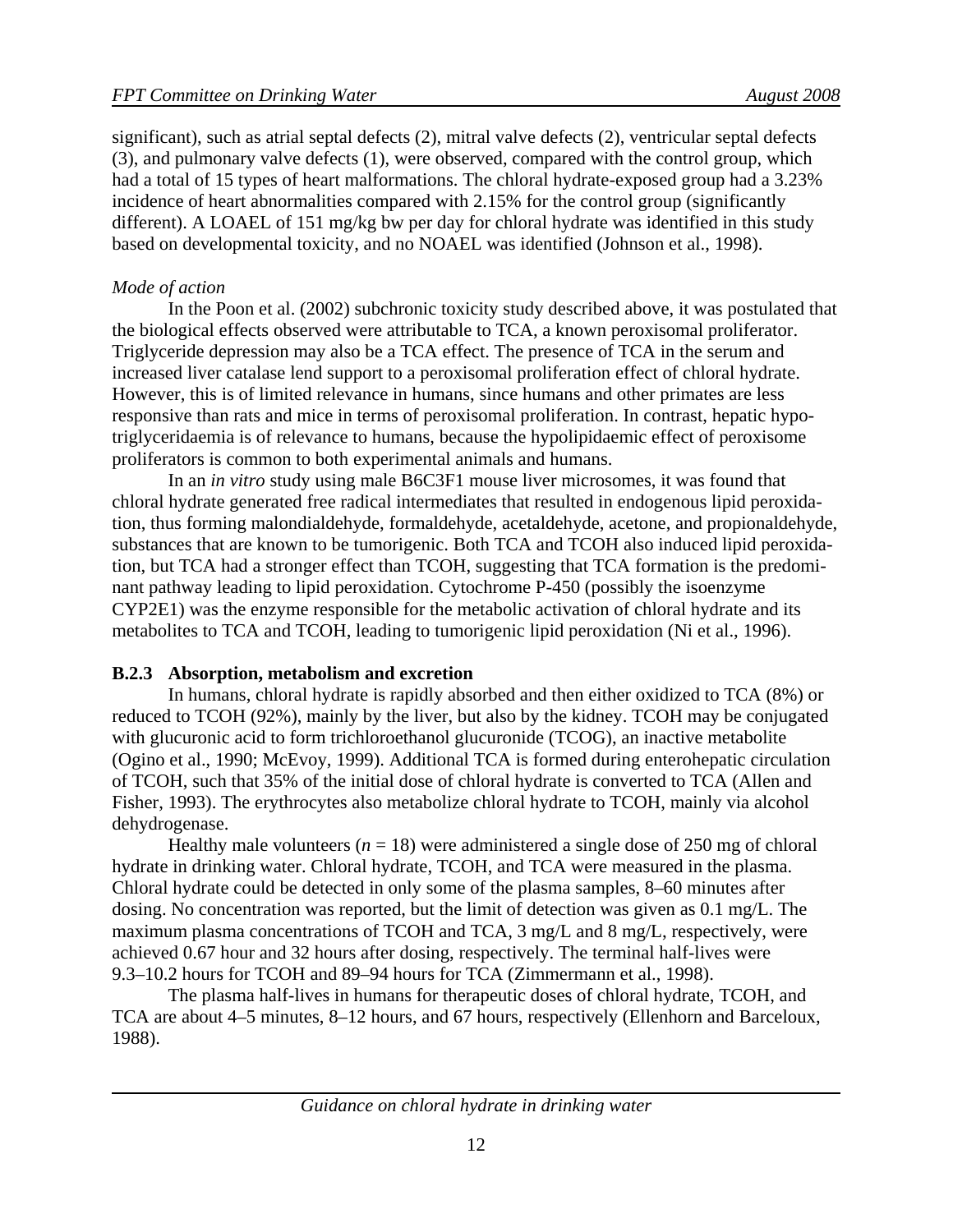significant), such as atrial septal defects (2), mitral valve defects (2), ventricular septal defects (3), and pulmonary valve defects (1), were observed, compared with the control group, which had a total of 15 types of heart malformations. The chloral hydrate-exposed group had a 3.23% incidence of heart abnormalities compared with 2.15% for the control group (significantly different). A LOAEL of 151 mg/kg bw per day for chloral hydrate was identified in this study based on developmental toxicity, and no NOAEL was identified (Johnson et al., 1998).

*Mode of action*

In the Poon et al. (2002) subchronic toxicity study described above, it was postulated that the biological effects observed were attributable to TCA, a known peroxisomal proliferator. Triglyceride depression may also be a TCA effect. The presence of TCA in the serum and increased liver catalase lend support to a peroxisomal proliferation effect of chloral hydrate. However, this is of limited relevance in humans, since humans and other primates are less responsive than rats and mice in terms of peroxisomal proliferation. In contrast, hepatic hypo-triglyceridaemia is of relevance to humans, because the hypolipidaemic effect of peroxisome proliferators is common to both experimental animals and humans.

In an *in vitro* study using male B6C3F1 mouse liver microsomes, it was found that chloral hydrate generated free radical intermediates that resulted in endogenous lipid peroxidation, thus forming malondialdehyde, formaldehyde, acetaldehyde, acetone, and propionaldehyde, substances that are known to be tumorigenic. Both TCA and TCOH also induced lipid peroxidation, but TCA had a stronger effect than TCOH, suggesting that TCA formation is the predominant pathway leading to lipid peroxidation. Cytochrome P-450 (possibly the isoenzyme CYP2E1) was the enzyme responsible for the metabolic activation of chloral hydrate and its metabolites to TCA and TCOH, leading to tumorigenic lipid peroxidation (Ni et al., 1996).

### B.2.3 Absorption, metabolism and excretion

In humans, chloral hydrate is rapidly absorbed and then either oxidized to TCA (8%) or reduced to TCOH (92%), mainly by the liver, but also by the kidney. TCOH may be conjugated with glucuronic acid to form trichloroethanol glucuronide (TCOG), an inactive metabolite (Ogino et al., 1990; McEvoy, 1999). Additional TCA is formed during enterohepatic circulation of TCOH, such that 35% of the initial dose of chloral hydrate is converted to TCA (Allen and Fisher, 1993). The erythrocytes also metabolize chloral hydrate to TCOH, mainly via alcohol dehydrogenase.

Healthy male volunteers ($n$ = 18) were administered a single dose of 250 mg of chloral hydrate in drinking water. Chloral hydrate, TCOH, and TCA were measured in the plasma. Chloral hydrate could be detected in only some of the plasma samples, 8–60 minutes after dosing. No concentration was reported, but the limit of detection was given as 0.1 mg/L. The maximum plasma concentrations of TCOH and TCA, 3 mg/L and 8 mg/L, respectively, were achieved 0.67 hour and 32 hours after dosing, respectively. The terminal half-lives were 9.3–10.2 hours for TCOH and 89–94 hours for TCA (Zimmermann et al., 1998).

The plasma half-lives in humans for therapeutic doses of chloral hydrate, TCOH, and TCA are about 4–5 minutes, 8–12 hours, and 67 hours, respectively (Ellenhorn and Barceloux, 1988).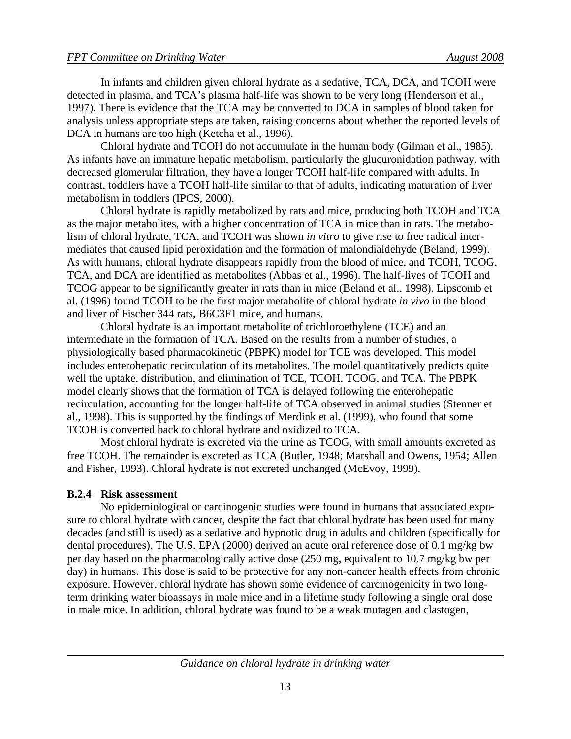In infants and children given chloral hydrate as a sedative, TCA, DCA, and TCOH were detected in plasma, and TCA's plasma half-life was shown to be very long (Henderson et al., 1997). There is evidence that the TCA may be converted to DCA in samples of blood taken for analysis unless appropriate steps are taken, raising concerns about whether the reported levels of DCA in humans are too high (Ketcha et al., 1996).

Chloral hydrate and TCOH do not accumulate in the human body (Gilman et al., 1985). As infants have an immature hepatic metabolism, particularly the glucuronidation pathway, with decreased glomerular filtration, they have a longer TCOH half-life compared with adults. In contrast, toddlers have a TCOH half-life similar to that of adults, indicating maturation of liver metabolism in toddlers (IPCS, 2000).

Chloral hydrate is rapidly metabolized by rats and mice, producing both TCOH and TCA as the major metabolites, with a higher concentration of TCA in mice than in rats. The metabolism of chloral hydrate, TCA, and TCOH was shown *in vitro* to give rise to free radical intermediates that caused lipid peroxidation and the formation of malondialdehyde (Beland, 1999). As with humans, chloral hydrate disappears rapidly from the blood of mice, and TCOH, TCOG, TCA, and DCA are identified as metabolites (Abbas et al., 1996). The half-lives of TCOH and TCOG appear to be significantly greater in rats than in mice (Beland et al., 1998). Lipscomb et al. (1996) found TCOH to be the first major metabolite of chloral hydrate *in vivo* in the blood and liver of Fischer 344 rats, B6C3F1 mice, and humans.

Chloral hydrate is an important metabolite of trichloroethylene (TCE) and an intermediate in the formation of TCA. Based on the results from a number of studies, a physiologically based pharmacokinetic (PBPK) model for TCE was developed. This model includes enterohepatic recirculation of its metabolites. The model quantitatively predicts quite well the uptake, distribution, and elimination of TCE, TCOH, TCOG, and TCA. The PBPK model clearly shows that the formation of TCA is delayed following the enterohepatic recirculation, accounting for the longer half-life of TCA observed in animal studies (Stenner et al., 1998). This is supported by the findings of Merdink et al. (1999), who found that some TCOH is converted back to chloral hydrate and oxidized to TCA.

Most chloral hydrate is excreted via the urine as TCOG, with small amounts excreted as free TCOH. The remainder is excreted as TCA (Butler, 1948; Marshall and Owens, 1954; Allen and Fisher, 1993). Chloral hydrate is not excreted unchanged (McEvoy, 1999).

### B.2.4 Risk assessment

No epidemiological or carcinogenic studies were found in humans that associated exposure to chloral hydrate with cancer, despite the fact that chloral hydrate has been used for many decades (and still is used) as a sedative and hypnotic drug in adults and children (specifically for dental procedures). The U.S. EPA (2000) derived an acute oral reference dose of 0.1 mg/kg bw per day based on the pharmacologically active dose (250 mg, equivalent to 10.7 mg/kg bw per day) in humans. This dose is said to be protective for any non-cancer health effects from chronic exposure. However, chloral hydrate has shown some evidence of carcinogenicity in two long-term drinking water bioassays in male mice and in a lifetime study following a single oral dose in male mice. In addition, chloral hydrate was found to be a weak mutagen and clastogen,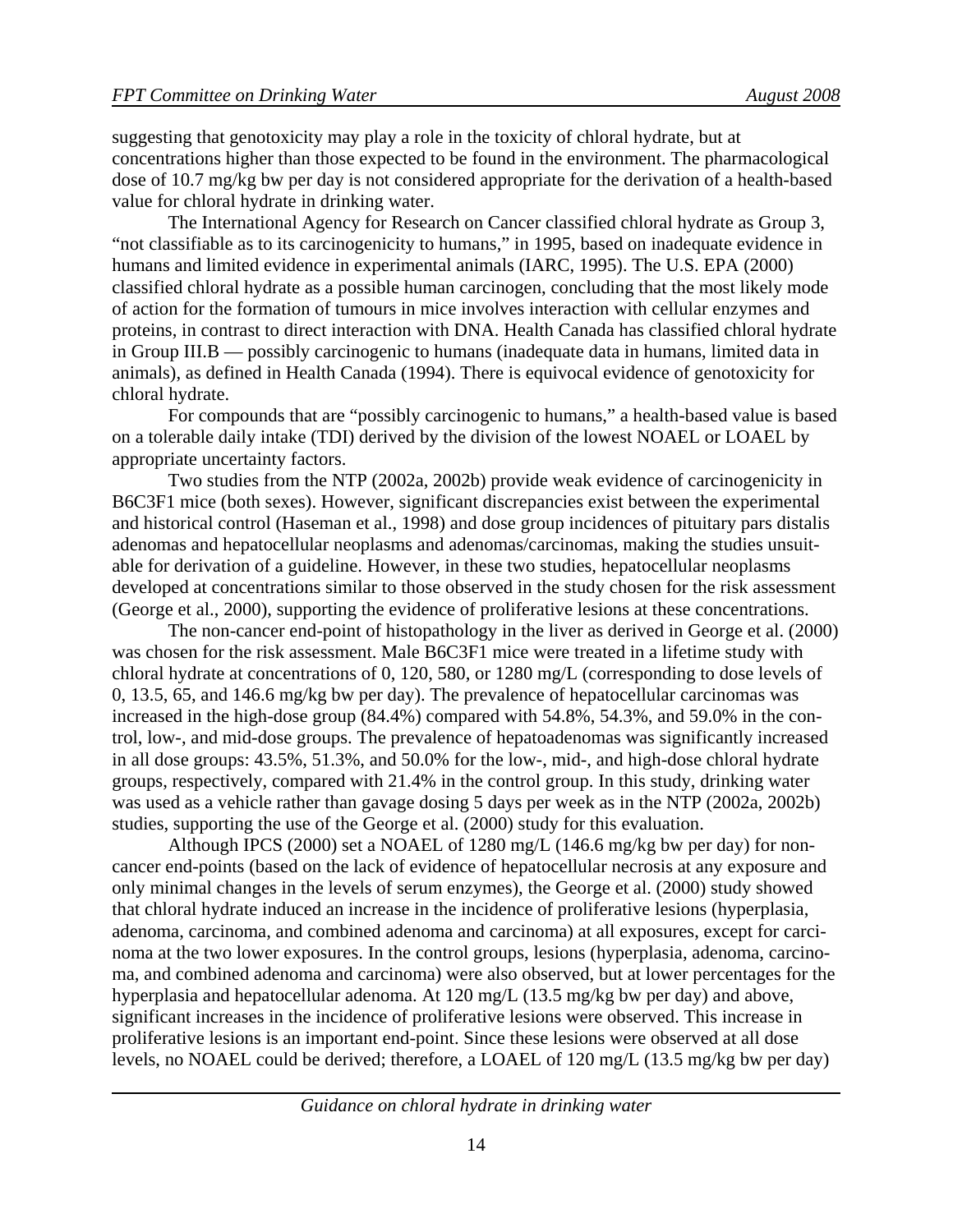suggesting that genotoxicity may play a role in the toxicity of chloral hydrate, but at concentrations higher than those expected to be found in the environment. The pharmacological dose of 10.7 mg/kg bw per day is not considered appropriate for the derivation of a health-based value for chloral hydrate in drinking water.

The International Agency for Research on Cancer classified chloral hydrate as Group 3, "not classifiable as to its carcinogenicity to humans," in 1995, based on inadequate evidence in humans and limited evidence in experimental animals (IARC, 1995). The U.S. EPA (2000) classified chloral hydrate as a possible human carcinogen, concluding that the most likely mode of action for the formation of tumours in mice involves interaction with cellular enzymes and proteins, in contrast to direct interaction with DNA. Health Canada has classified chloral hydrate in Group III.B — possibly carcinogenic to humans (inadequate data in humans, limited data in animals), as defined in Health Canada (1994). There is equivocal evidence of genotoxicity for chloral hydrate.

For compounds that are "possibly carcinogenic to humans," a health-based value is based on a tolerable daily intake (TDI) derived by the division of the lowest NOAEL or LOAEL by appropriate uncertainty factors.

Two studies from the NTP (2002a, 2002b) provide weak evidence of carcinogenicity in B6C3F1 mice (both sexes). However, significant discrepancies exist between the experimental and historical control (Haseman et al., 1998) and dose group incidences of pituitary pars distalis adenomas and hepatocellular neoplasms and adenomas/carcinomas, making the studies unsuitable for derivation of a guideline. However, in these two studies, hepatocellular neoplasms developed at concentrations similar to those observed in the study chosen for the risk assessment (George et al., 2000), supporting the evidence of proliferative lesions at these concentrations.

The non-cancer end-point of histopathology in the liver as derived in George et al. (2000) was chosen for the risk assessment. Male B6C3F1 mice were treated in a lifetime study with chloral hydrate at concentrations of 0, 120, 580, or 1280 mg/L (corresponding to dose levels of 0, 13.5, 65, and 146.6 mg/kg bw per day). The prevalence of hepatocellular carcinomas was increased in the high-dose group (84.4%) compared with 54.8%, 54.3%, and 59.0% in the control, low-, and mid-dose groups. The prevalence of hepatoadenomas was significantly increased in all dose groups: 43.5%, 51.3%, and 50.0% for the low-, mid-, and high-dose chloral hydrate groups, respectively, compared with 21.4% in the control group. In this study, drinking water was used as a vehicle rather than gavage dosing 5 days per week as in the NTP (2002a, 2002b) studies, supporting the use of the George et al. (2000) study for this evaluation.

Although IPCS (2000) set a NOAEL of 1280 mg/L (146.6 mg/kg bw per day) for non-cancer end-points (based on the lack of evidence of hepatocellular necrosis at any exposure and only minimal changes in the levels of serum enzymes), the George et al. (2000) study showed that chloral hydrate induced an increase in the incidence of proliferative lesions (hyperplasia, adenoma, carcinoma, and combined adenoma and carcinoma) at all exposures, except for carcinoma at the two lower exposures. In the control groups, lesions (hyperplasia, adenoma, carcinoma, and combined adenoma and carcinoma) were also observed, but at lower percentages for the hyperplasia and hepatocellular adenoma. At 120 mg/L (13.5 mg/kg bw per day) and above, significant increases in the incidence of proliferative lesions were observed. This increase in proliferative lesions is an important end-point. Since these lesions were observed at all dose levels, no NOAEL could be derived; therefore, a LOAEL of 120 mg/L (13.5 mg/kg bw per day)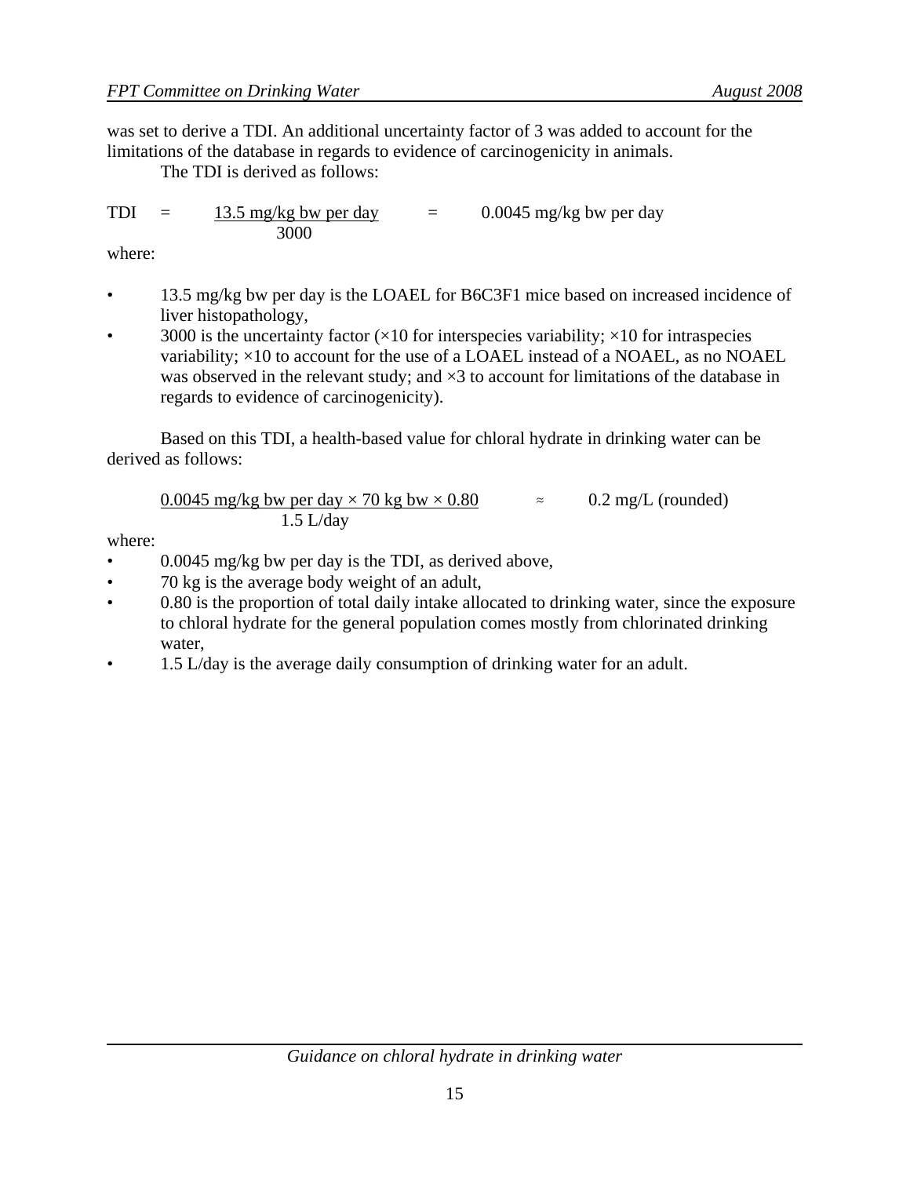was set to derive a TDI. An additional uncertainty factor of 3 was added to account for the limitations of the database in regards to evidence of carcinogenicity in animals.

The TDI is derived as follows:

$$\text{TDI} = \frac{13.5 \text{ mg/kg bw per day}}{3000} = 0.0045 \text{ mg/kg bw per day}$$

where:

- 13.5 mg/kg bw per day is the LOAEL for B6C3F1 mice based on increased incidence of liver histopathology,
- 3000 is the uncertainty factor (×10 for interspecies variability; ×10 for intraspecies variability; ×10 to account for the use of a LOAEL instead of a NOAEL, as no NOAEL was observed in the relevant study; and ×3 to account for limitations of the database in regards to evidence of carcinogenicity).

Based on this TDI, a health-based value for chloral hydrate in drinking water can be derived as follows:

$$\frac{0.0045 \text{ mg/kg bw per day} \times 70 \text{ kg bw} \times 0.80}{1.5 \text{ L/day}} \approx 0.2 \text{ mg/L (rounded)}$$

where:

- 0.0045 mg/kg bw per day is the TDI, as derived above,
- 70 kg is the average body weight of an adult,
- 0.80 is the proportion of total daily intake allocated to drinking water, since the exposure to chloral hydrate for the general population comes mostly from chlorinated drinking water,
- 1.5 L/day is the average daily consumption of drinking water for an adult.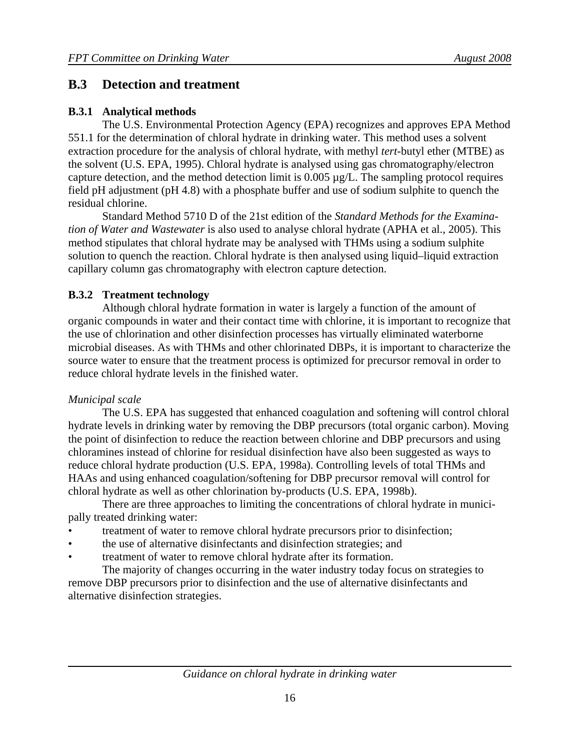## B.3 Detection and treatment

### B.3.1 Analytical methods

The U.S. Environmental Protection Agency (EPA) recognizes and approves EPA Method 551.1 for the determination of chloral hydrate in drinking water. This method uses a solvent extraction procedure for the analysis of chloral hydrate, with methyl *tert*-butyl ether (MTBE) as the solvent (U.S. EPA, 1995). Chloral hydrate is analysed using gas chromatography/electron capture detection, and the method detection limit is 0.005 µg/L. The sampling protocol requires field pH adjustment (pH 4.8) with a phosphate buffer and use of sodium sulphite to quench the residual chlorine.

Standard Method 5710 D of the 21st edition of the *Standard Methods for the Examination of Water and Wastewater* is also used to analyse chloral hydrate (APHA et al., 2005). This method stipulates that chloral hydrate may be analysed with THMs using a sodium sulphite solution to quench the reaction. Chloral hydrate is then analysed using liquid–liquid extraction capillary column gas chromatography with electron capture detection.

### B.3.2 Treatment technology

Although chloral hydrate formation in water is largely a function of the amount of organic compounds in water and their contact time with chlorine, it is important to recognize that the use of chlorination and other disinfection processes has virtually eliminated waterborne microbial diseases. As with THMs and other chlorinated DBPs, it is important to characterize the source water to ensure that the treatment process is optimized for precursor removal in order to reduce chloral hydrate levels in the finished water.

*Municipal scale*

The U.S. EPA has suggested that enhanced coagulation and softening will control chloral hydrate levels in drinking water by removing the DBP precursors (total organic carbon). Moving the point of disinfection to reduce the reaction between chlorine and DBP precursors and using chloramines instead of chlorine for residual disinfection have also been suggested as ways to reduce chloral hydrate production (U.S. EPA, 1998a). Controlling levels of total THMs and HAAs and using enhanced coagulation/softening for DBP precursor removal will control for chloral hydrate as well as other chlorination by-products (U.S. EPA, 1998b).

There are three approaches to limiting the concentrations of chloral hydrate in municipally treated drinking water:

- treatment of water to remove chloral hydrate precursors prior to disinfection;
- the use of alternative disinfectants and disinfection strategies; and
- treatment of water to remove chloral hydrate after its formation.

The majority of changes occurring in the water industry today focus on strategies to remove DBP precursors prior to disinfection and the use of alternative disinfectants and alternative disinfection strategies.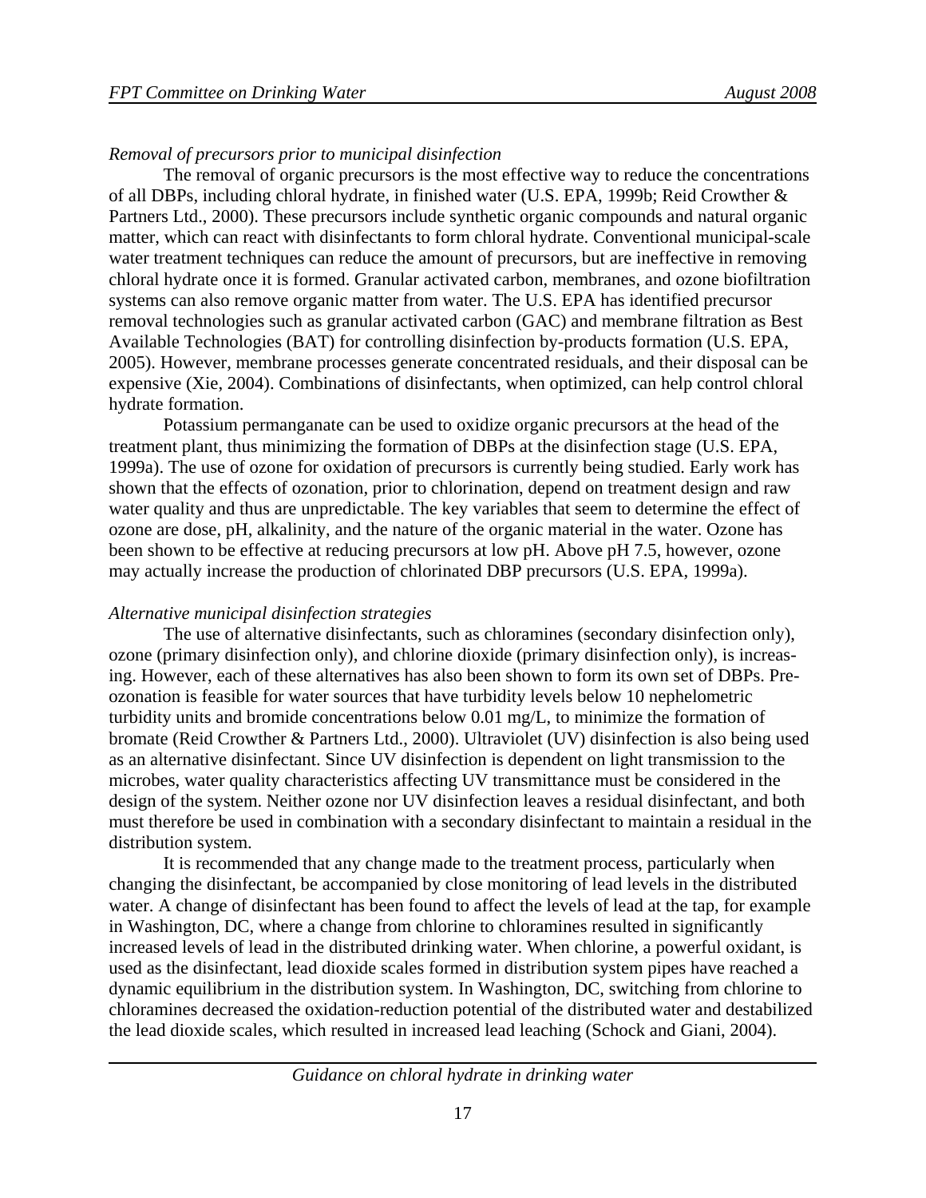*Removal of precursors prior to municipal disinfection*

The removal of organic precursors is the most effective way to reduce the concentrations of all DBPs, including chloral hydrate, in finished water (U.S. EPA, 1999b; Reid Crowther & Partners Ltd., 2000). These precursors include synthetic organic compounds and natural organic matter, which can react with disinfectants to form chloral hydrate. Conventional municipal-scale water treatment techniques can reduce the amount of precursors, but are ineffective in removing chloral hydrate once it is formed. Granular activated carbon, membranes, and ozone biofiltration systems can also remove organic matter from water. The U.S. EPA has identified precursor removal technologies such as granular activated carbon (GAC) and membrane filtration as Best Available Technologies (BAT) for controlling disinfection by-products formation (U.S. EPA, 2005). However, membrane processes generate concentrated residuals, and their disposal can be expensive (Xie, 2004). Combinations of disinfectants, when optimized, can help control chloral hydrate formation.

Potassium permanganate can be used to oxidize organic precursors at the head of the treatment plant, thus minimizing the formation of DBPs at the disinfection stage (U.S. EPA, 1999a). The use of ozone for oxidation of precursors is currently being studied. Early work has shown that the effects of ozonation, prior to chlorination, depend on treatment design and raw water quality and thus are unpredictable. The key variables that seem to determine the effect of ozone are dose, pH, alkalinity, and the nature of the organic material in the water. Ozone has been shown to be effective at reducing precursors at low pH. Above pH 7.5, however, ozone may actually increase the production of chlorinated DBP precursors (U.S. EPA, 1999a).

*Alternative municipal disinfection strategies*

The use of alternative disinfectants, such as chloramines (secondary disinfection only), ozone (primary disinfection only), and chlorine dioxide (primary disinfection only), is increasing. However, each of these alternatives has also been shown to form its own set of DBPs. Pre-ozonation is feasible for water sources that have turbidity levels below 10 nephelometric turbidity units and bromide concentrations below 0.01 mg/L, to minimize the formation of bromate (Reid Crowther & Partners Ltd., 2000). Ultraviolet (UV) disinfection is also being used as an alternative disinfectant. Since UV disinfection is dependent on light transmission to the microbes, water quality characteristics affecting UV transmittance must be considered in the design of the system. Neither ozone nor UV disinfection leaves a residual disinfectant, and both must therefore be used in combination with a secondary disinfectant to maintain a residual in the distribution system.

It is recommended that any change made to the treatment process, particularly when changing the disinfectant, be accompanied by close monitoring of lead levels in the distributed water. A change of disinfectant has been found to affect the levels of lead at the tap, for example in Washington, DC, where a change from chlorine to chloramines resulted in significantly increased levels of lead in the distributed drinking water. When chlorine, a powerful oxidant, is used as the disinfectant, lead dioxide scales formed in distribution system pipes have reached a dynamic equilibrium in the distribution system. In Washington, DC, switching from chlorine to chloramines decreased the oxidation-reduction potential of the distributed water and destabilized the lead dioxide scales, which resulted in increased lead leaching (Schock and Giani, 2004).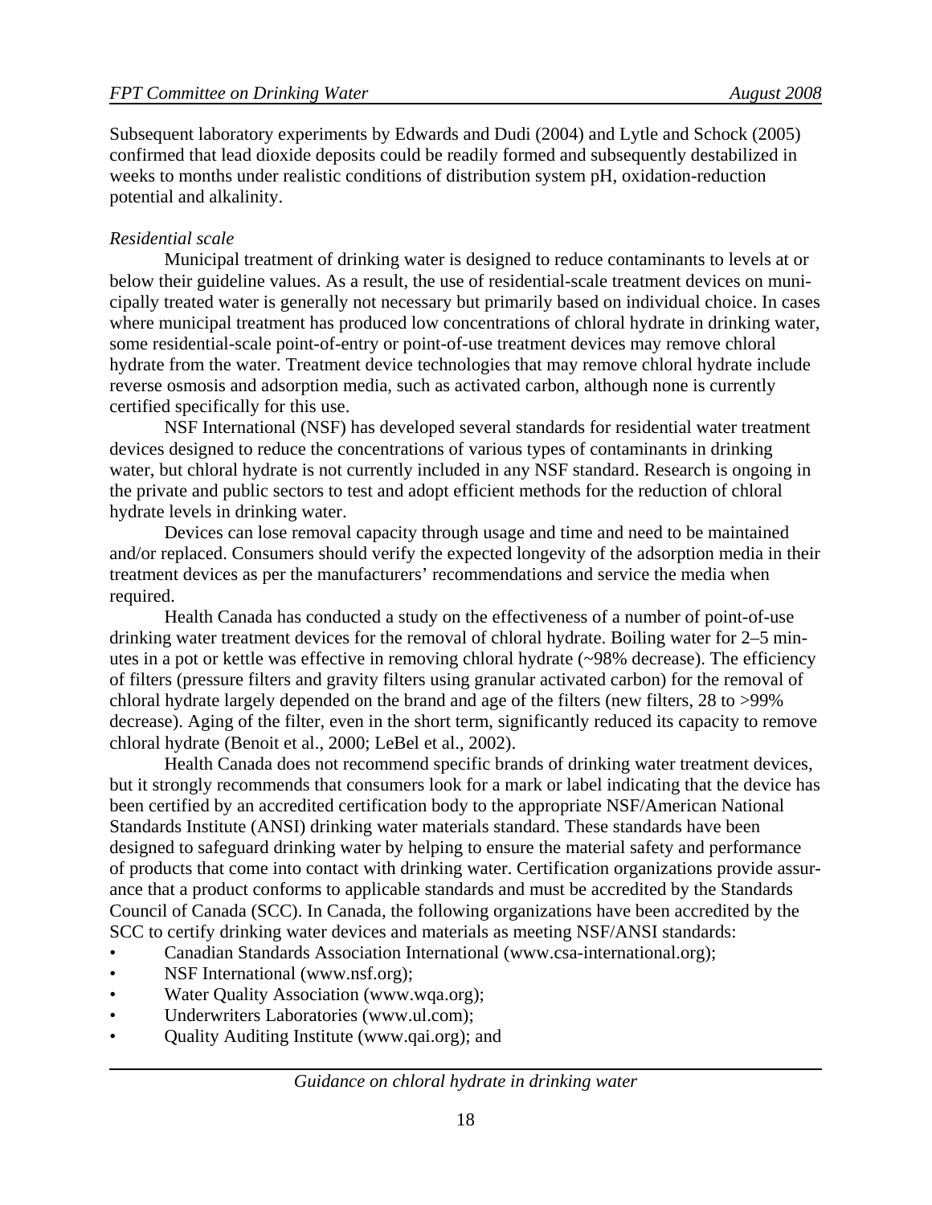Subsequent laboratory experiments by Edwards and Dudi (2004) and Lytle and Schock (2005) confirmed that lead dioxide deposits could be readily formed and subsequently destabilized in weeks to months under realistic conditions of distribution system pH, oxidation-reduction potential and alkalinity.

*Residential scale*

Municipal treatment of drinking water is designed to reduce contaminants to levels at or below their guideline values. As a result, the use of residential-scale treatment devices on municipally treated water is generally not necessary but primarily based on individual choice. In cases where municipal treatment has produced low concentrations of chloral hydrate in drinking water, some residential-scale point-of-entry or point-of-use treatment devices may remove chloral hydrate from the water. Treatment device technologies that may remove chloral hydrate include reverse osmosis and adsorption media, such as activated carbon, although none is currently certified specifically for this use.

NSF International (NSF) has developed several standards for residential water treatment devices designed to reduce the concentrations of various types of contaminants in drinking water, but chloral hydrate is not currently included in any NSF standard. Research is ongoing in the private and public sectors to test and adopt efficient methods for the reduction of chloral hydrate levels in drinking water.

Devices can lose removal capacity through usage and time and need to be maintained and/or replaced. Consumers should verify the expected longevity of the adsorption media in their treatment devices as per the manufacturers' recommendations and service the media when required.

Health Canada has conducted a study on the effectiveness of a number of point-of-use drinking water treatment devices for the removal of chloral hydrate. Boiling water for 2–5 minutes in a pot or kettle was effective in removing chloral hydrate (~98% decrease). The efficiency of filters (pressure filters and gravity filters using granular activated carbon) for the removal of chloral hydrate largely depended on the brand and age of the filters (new filters, 28 to >99% decrease). Aging of the filter, even in the short term, significantly reduced its capacity to remove chloral hydrate (Benoit et al., 2000; LeBel et al., 2002).

Health Canada does not recommend specific brands of drinking water treatment devices, but it strongly recommends that consumers look for a mark or label indicating that the device has been certified by an accredited certification body to the appropriate NSF/American National Standards Institute (ANSI) drinking water materials standard. These standards have been designed to safeguard drinking water by helping to ensure the material safety and performance of products that come into contact with drinking water. Certification organizations provide assurance that a product conforms to applicable standards and must be accredited by the Standards Council of Canada (SCC). In Canada, the following organizations have been accredited by the SCC to certify drinking water devices and materials as meeting NSF/ANSI standards:

- Canadian Standards Association International (www.csa-international.org);
- NSF International (www.nsf.org);
- Water Quality Association (www.wqa.org);
- Underwriters Laboratories (www.ul.com);
- Quality Auditing Institute (www.qai.org); and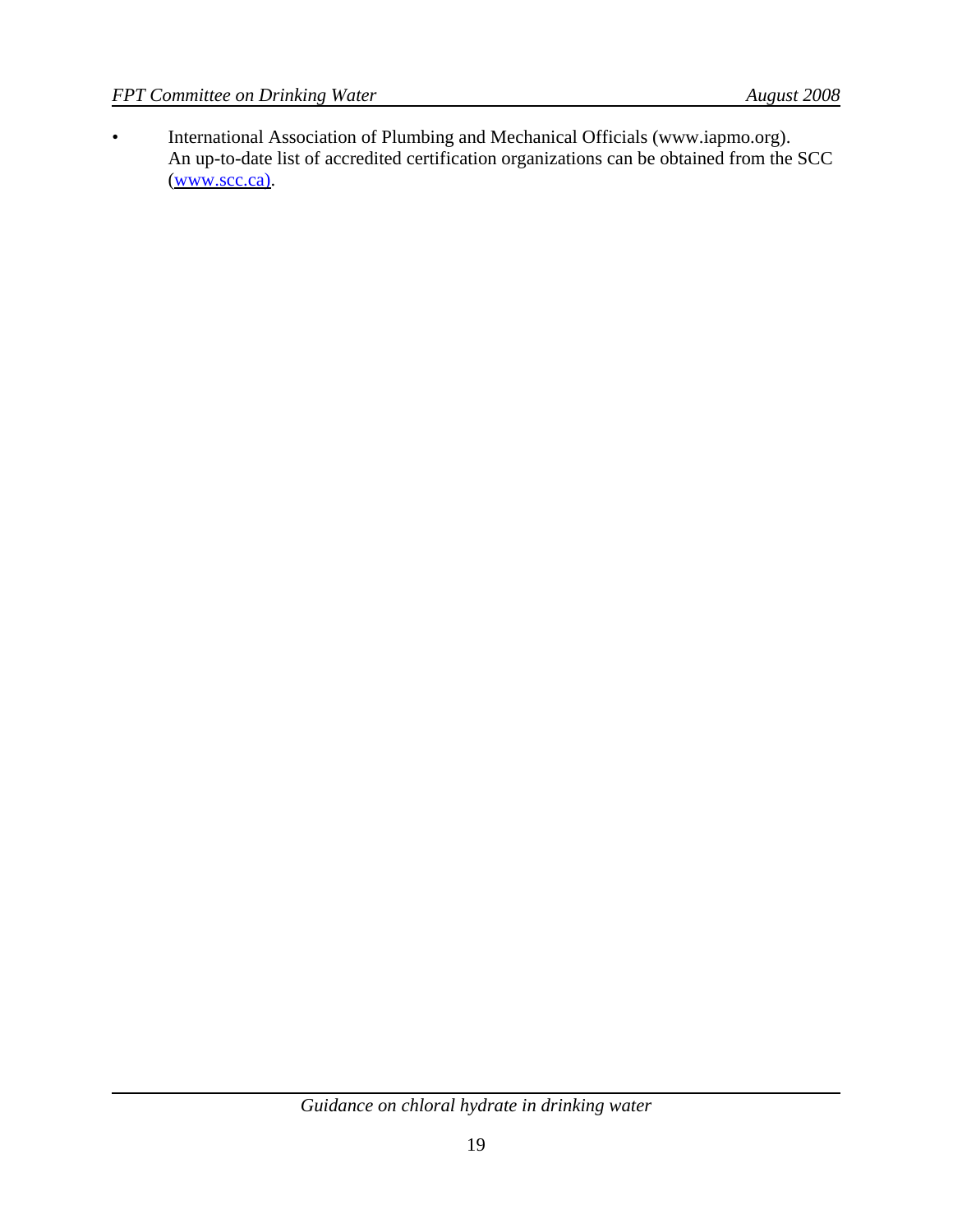- International Association of Plumbing and Mechanical Officials (www.iapmo.org). An up-to-date list of accredited certification organizations can be obtained from the SCC (www.scc.ca).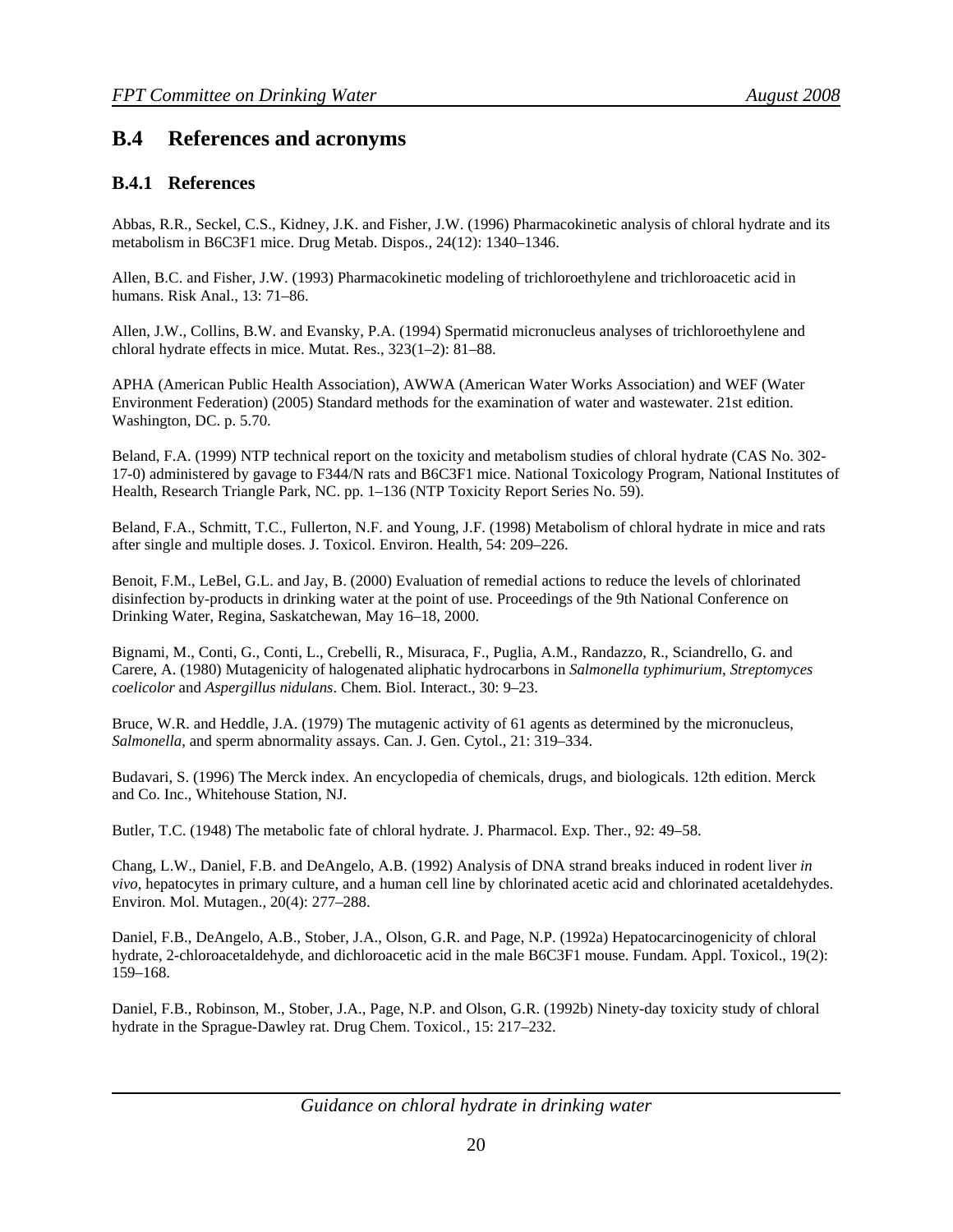## B.4 References and acronyms

### B.4.1 References

Abbas, R.R., Seckel, C.S., Kidney, J.K. and Fisher, J.W. (1996) Pharmacokinetic analysis of chloral hydrate and its metabolism in B6C3F1 mice. Drug Metab. Dispos., 24(12): 1340–1346.

Allen, B.C. and Fisher, J.W. (1993) Pharmacokinetic modeling of trichloroethylene and trichloroacetic acid in humans. Risk Anal., 13: 71–86.

Allen, J.W., Collins, B.W. and Evansky, P.A. (1994) Spermatid micronucleus analyses of trichloroethylene and chloral hydrate effects in mice. Mutat. Res., 323(1–2): 81–88.

APHA (American Public Health Association), AWWA (American Water Works Association) and WEF (Water Environment Federation) (2005) Standard methods for the examination of water and wastewater. 21st edition. Washington, DC. p. 5.70.

Beland, F.A. (1999) NTP technical report on the toxicity and metabolism studies of chloral hydrate (CAS No. 302-17-0) administered by gavage to F344/N rats and B6C3F1 mice. National Toxicology Program, National Institutes of Health, Research Triangle Park, NC. pp. 1–136 (NTP Toxicity Report Series No. 59).

Beland, F.A., Schmitt, T.C., Fullerton, N.F. and Young, J.F. (1998) Metabolism of chloral hydrate in mice and rats after single and multiple doses. J. Toxicol. Environ. Health, 54: 209–226.

Benoit, F.M., LeBel, G.L. and Jay, B. (2000) Evaluation of remedial actions to reduce the levels of chlorinated disinfection by-products in drinking water at the point of use. Proceedings of the 9th National Conference on Drinking Water, Regina, Saskatchewan, May 16–18, 2000.

Bignami, M., Conti, G., Conti, L., Crebelli, R., Misuraca, F., Puglia, A.M., Randazzo, R., Sciandrello, G. and Carere, A. (1980) Mutagenicity of halogenated aliphatic hydrocarbons in *Salmonella typhimurium*, *Streptomyces coelicolor* and *Aspergillus nidulans*. Chem. Biol. Interact., 30: 9–23.

Bruce, W.R. and Heddle, J.A. (1979) The mutagenic activity of 61 agents as determined by the micronucleus, *Salmonella*, and sperm abnormality assays. Can. J. Gen. Cytol., 21: 319–334.

Budavari, S. (1996) The Merck index. An encyclopedia of chemicals, drugs, and biologicals. 12th edition. Merck and Co. Inc., Whitehouse Station, NJ.

Butler, T.C. (1948) The metabolic fate of chloral hydrate. J. Pharmacol. Exp. Ther., 92: 49–58.

Chang, L.W., Daniel, F.B. and DeAngelo, A.B. (1992) Analysis of DNA strand breaks induced in rodent liver *in vivo*, hepatocytes in primary culture, and a human cell line by chlorinated acetic acid and chlorinated acetaldehydes. Environ. Mol. Mutagen., 20(4): 277–288.

Daniel, F.B., DeAngelo, A.B., Stober, J.A., Olson, G.R. and Page, N.P. (1992a) Hepatocarcinogenicity of chloral hydrate, 2-chloroacetaldehyde, and dichloroacetic acid in the male B6C3F1 mouse. Fundam. Appl. Toxicol., 19(2): 159–168.

Daniel, F.B., Robinson, M., Stober, J.A., Page, N.P. and Olson, G.R. (1992b) Ninety-day toxicity study of chloral hydrate in the Sprague-Dawley rat. Drug Chem. Toxicol., 15: 217–232.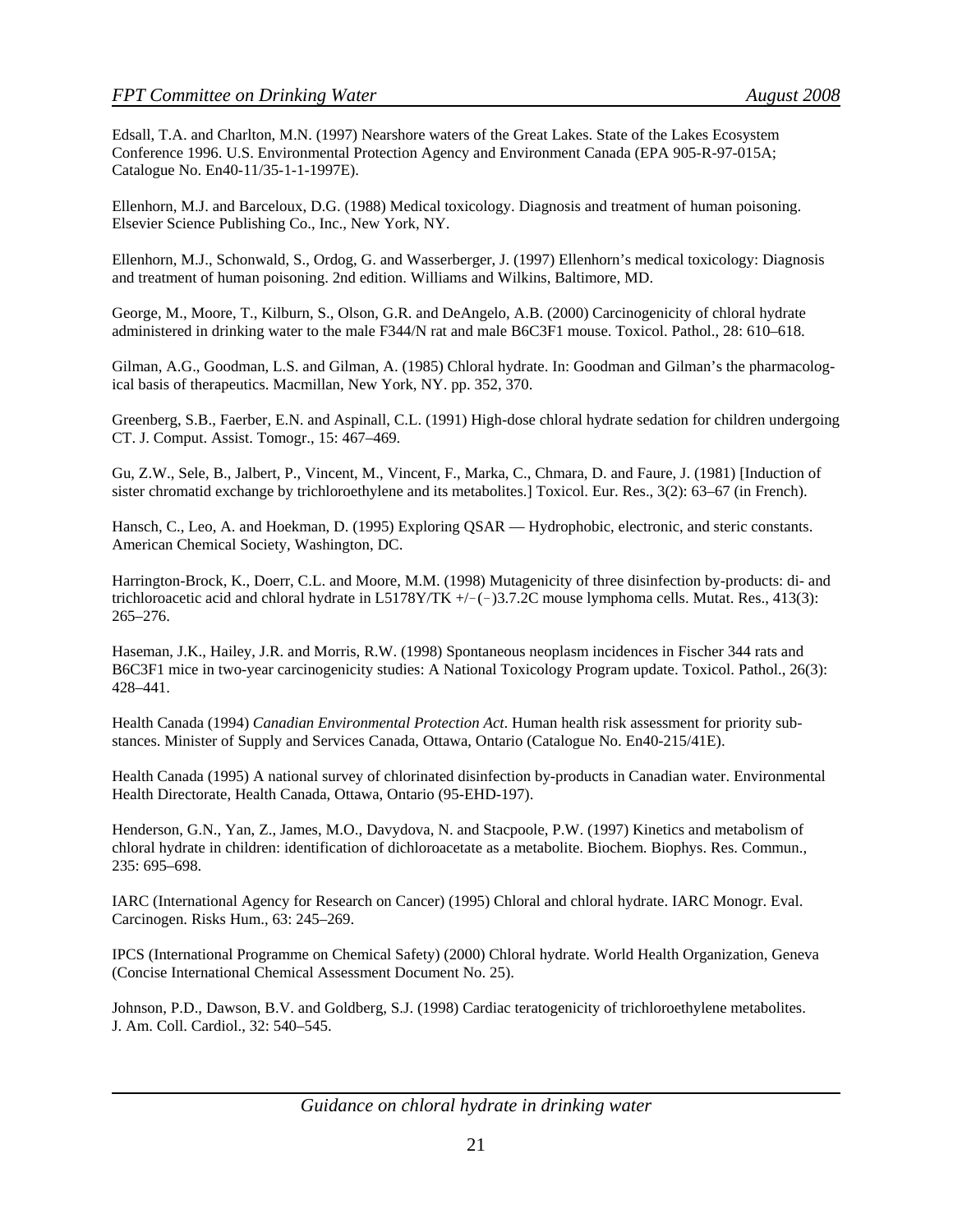Edsall, T.A. and Charlton, M.N. (1997) Nearshore waters of the Great Lakes. State of the Lakes Ecosystem Conference 1996. U.S. Environmental Protection Agency and Environment Canada (EPA 905-R-97-015A; Catalogue No. En40-11/35-1-1-1997E).

Ellenhorn, M.J. and Barceloux, D.G. (1988) Medical toxicology. Diagnosis and treatment of human poisoning. Elsevier Science Publishing Co., Inc., New York, NY.

Ellenhorn, M.J., Schonwald, S., Ordog, G. and Wasserberger, J. (1997) Ellenhorn's medical toxicology: Diagnosis and treatment of human poisoning. 2nd edition. Williams and Wilkins, Baltimore, MD.

George, M., Moore, T., Kilburn, S., Olson, G.R. and DeAngelo, A.B. (2000) Carcinogenicity of chloral hydrate administered in drinking water to the male F344/N rat and male B6C3F1 mouse. Toxicol. Pathol., 28: 610–618.

Gilman, A.G., Goodman, L.S. and Gilman, A. (1985) Chloral hydrate. In: Goodman and Gilman's the pharmacological basis of therapeutics. Macmillan, New York, NY. pp. 352, 370.

Greenberg, S.B., Faerber, E.N. and Aspinall, C.L. (1991) High-dose chloral hydrate sedation for children undergoing CT. J. Comput. Assist. Tomogr., 15: 467–469.

Gu, Z.W., Sele, B., Jalbert, P., Vincent, M., Vincent, F., Marka, C., Chmara, D. and Faure, J. (1981) [Induction of sister chromatid exchange by trichloroethylene and its metabolites.] Toxicol. Eur. Res., 3(2): 63–67 (in French).

Hansch, C., Leo, A. and Hoekman, D. (1995) Exploring QSAR — Hydrophobic, electronic, and steric constants. American Chemical Society, Washington, DC.

Harrington-Brock, K., Doerr, C.L. and Moore, M.M. (1998) Mutagenicity of three disinfection by-products: di- and trichloroacetic acid and chloral hydrate in L5178Y/TK +/−(−)3.7.2C mouse lymphoma cells. Mutat. Res., 413(3): 265–276.

Haseman, J.K., Hailey, J.R. and Morris, R.W. (1998) Spontaneous neoplasm incidences in Fischer 344 rats and B6C3F1 mice in two-year carcinogenicity studies: A National Toxicology Program update. Toxicol. Pathol., 26(3): 428–441.

Health Canada (1994) *Canadian Environmental Protection Act*. Human health risk assessment for priority substances. Minister of Supply and Services Canada, Ottawa, Ontario (Catalogue No. En40-215/41E).

Health Canada (1995) A national survey of chlorinated disinfection by-products in Canadian water. Environmental Health Directorate, Health Canada, Ottawa, Ontario (95-EHD-197).

Henderson, G.N., Yan, Z., James, M.O., Davydova, N. and Stacpoole, P.W. (1997) Kinetics and metabolism of chloral hydrate in children: identification of dichloroacetate as a metabolite. Biochem. Biophys. Res. Commun., 235: 695–698.

IARC (International Agency for Research on Cancer) (1995) Chloral and chloral hydrate. IARC Monogr. Eval. Carcinogen. Risks Hum., 63: 245–269.

IPCS (International Programme on Chemical Safety) (2000) Chloral hydrate. World Health Organization, Geneva (Concise International Chemical Assessment Document No. 25).

Johnson, P.D., Dawson, B.V. and Goldberg, S.J. (1998) Cardiac teratogenicity of trichloroethylene metabolites. J. Am. Coll. Cardiol., 32: 540–545.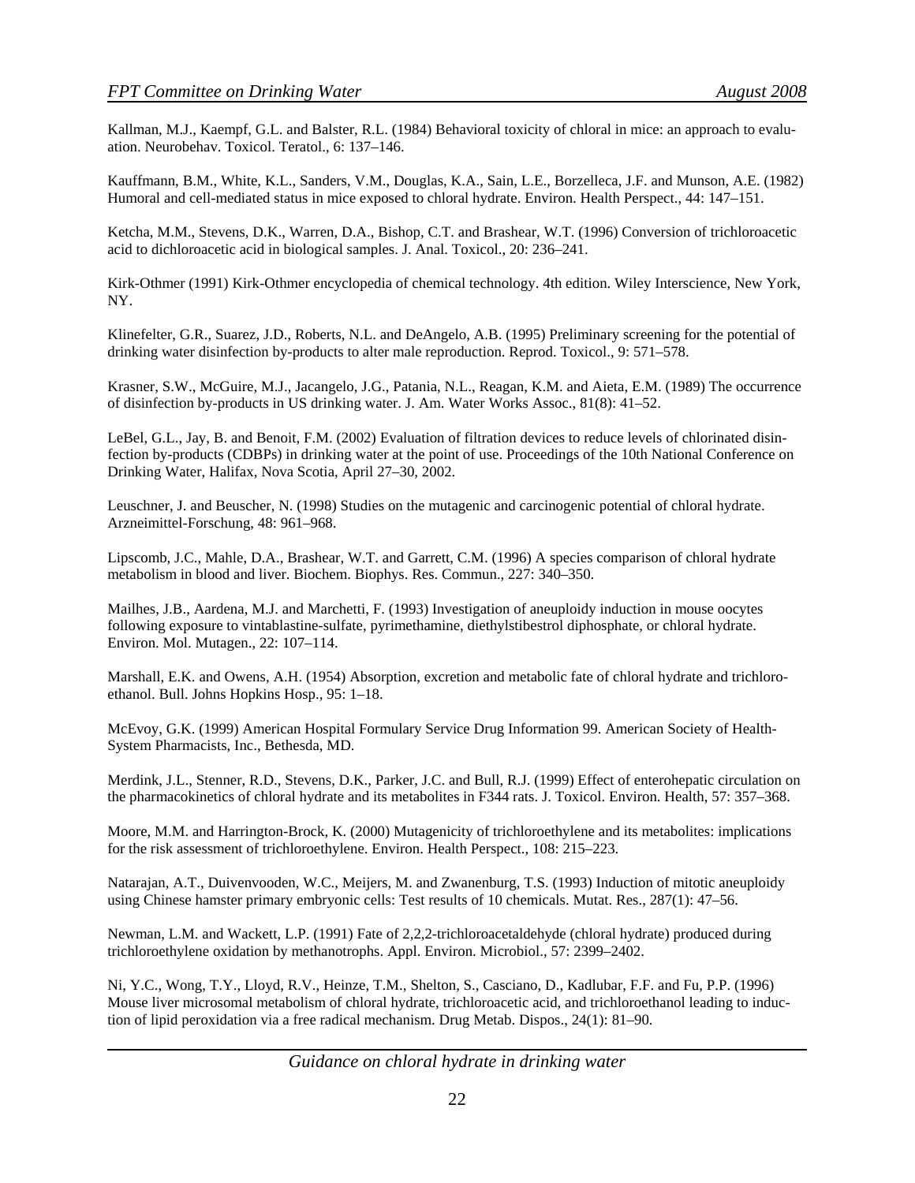Kallman, M.J., Kaempf, G.L. and Balster, R.L. (1984) Behavioral toxicity of chloral in mice: an approach to evaluation. Neurobehav. Toxicol. Teratol., 6: 137–146.

Kauffmann, B.M., White, K.L., Sanders, V.M., Douglas, K.A., Sain, L.E., Borzelleca, J.F. and Munson, A.E. (1982) Humoral and cell-mediated status in mice exposed to chloral hydrate. Environ. Health Perspect., 44: 147–151.

Ketcha, M.M., Stevens, D.K., Warren, D.A., Bishop, C.T. and Brashear, W.T. (1996) Conversion of trichloroacetic acid to dichloroacetic acid in biological samples. J. Anal. Toxicol., 20: 236–241.

Kirk-Othmer (1991) Kirk-Othmer encyclopedia of chemical technology. 4th edition. Wiley Interscience, New York, NY.

Klinefelter, G.R., Suarez, J.D., Roberts, N.L. and DeAngelo, A.B. (1995) Preliminary screening for the potential of drinking water disinfection by-products to alter male reproduction. Reprod. Toxicol., 9: 571–578.

Krasner, S.W., McGuire, M.J., Jacangelo, J.G., Patania, N.L., Reagan, K.M. and Aieta, E.M. (1989) The occurrence of disinfection by-products in US drinking water. J. Am. Water Works Assoc., 81(8): 41–52.

LeBel, G.L., Jay, B. and Benoit, F.M. (2002) Evaluation of filtration devices to reduce levels of chlorinated disinfection by-products (CDBPs) in drinking water at the point of use. Proceedings of the 10th National Conference on Drinking Water, Halifax, Nova Scotia, April 27–30, 2002.

Leuschner, J. and Beuscher, N. (1998) Studies on the mutagenic and carcinogenic potential of chloral hydrate. Arzneimittel-Forschung, 48: 961–968.

Lipscomb, J.C., Mahle, D.A., Brashear, W.T. and Garrett, C.M. (1996) A species comparison of chloral hydrate metabolism in blood and liver. Biochem. Biophys. Res. Commun., 227: 340–350.

Mailhes, J.B., Aardena, M.J. and Marchetti, F. (1993) Investigation of aneuploidy induction in mouse oocytes following exposure to vintablastine-sulfate, pyrimethamine, diethylstibestrol diphosphate, or chloral hydrate. Environ. Mol. Mutagen., 22: 107–114.

Marshall, E.K. and Owens, A.H. (1954) Absorption, excretion and metabolic fate of chloral hydrate and trichloroethanol. Bull. Johns Hopkins Hosp., 95: 1–18.

McEvoy, G.K. (1999) American Hospital Formulary Service Drug Information 99. American Society of Health-System Pharmacists, Inc., Bethesda, MD.

Merdink, J.L., Stenner, R.D., Stevens, D.K., Parker, J.C. and Bull, R.J. (1999) Effect of enterohepatic circulation on the pharmacokinetics of chloral hydrate and its metabolites in F344 rats. J. Toxicol. Environ. Health, 57: 357–368.

Moore, M.M. and Harrington-Brock, K. (2000) Mutagenicity of trichloroethylene and its metabolites: implications for the risk assessment of trichloroethylene. Environ. Health Perspect., 108: 215–223.

Natarajan, A.T., Duivenvooden, W.C., Meijers, M. and Zwanenburg, T.S. (1993) Induction of mitotic aneuploidy using Chinese hamster primary embryonic cells: Test results of 10 chemicals. Mutat. Res., 287(1): 47–56.

Newman, L.M. and Wackett, L.P. (1991) Fate of 2,2,2-trichloroacetaldehyde (chloral hydrate) produced during trichloroethylene oxidation by methanotrophs. Appl. Environ. Microbiol., 57: 2399–2402.

Ni, Y.C., Wong, T.Y., Lloyd, R.V., Heinze, T.M., Shelton, S., Casciano, D., Kadlubar, F.F. and Fu, P.P. (1996) Mouse liver microsomal metabolism of chloral hydrate, trichloroacetic acid, and trichloroethanol leading to induction of lipid peroxidation via a free radical mechanism. Drug Metab. Dispos., 24(1): 81–90.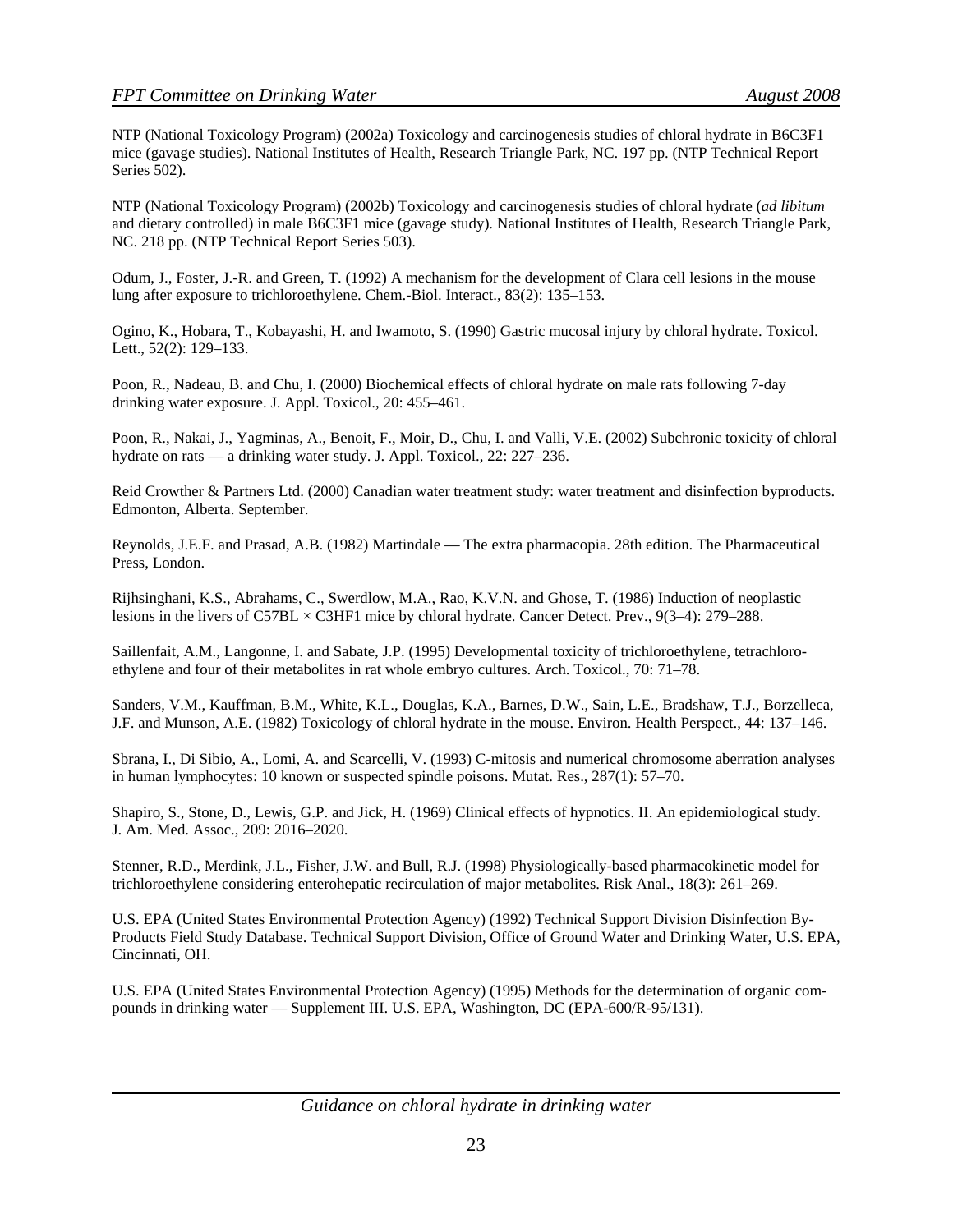NTP (National Toxicology Program) (2002a) Toxicology and carcinogenesis studies of chloral hydrate in B6C3F1 mice (gavage studies). National Institutes of Health, Research Triangle Park, NC. 197 pp. (NTP Technical Report Series 502).

NTP (National Toxicology Program) (2002b) Toxicology and carcinogenesis studies of chloral hydrate (*ad libitum* and dietary controlled) in male B6C3F1 mice (gavage study). National Institutes of Health, Research Triangle Park, NC. 218 pp. (NTP Technical Report Series 503).

Odum, J., Foster, J.-R. and Green, T. (1992) A mechanism for the development of Clara cell lesions in the mouse lung after exposure to trichloroethylene. Chem.-Biol. Interact., 83(2): 135–153.

Ogino, K., Hobara, T., Kobayashi, H. and Iwamoto, S. (1990) Gastric mucosal injury by chloral hydrate. Toxicol. Lett., 52(2): 129–133.

Poon, R., Nadeau, B. and Chu, I. (2000) Biochemical effects of chloral hydrate on male rats following 7-day drinking water exposure. J. Appl. Toxicol., 20: 455–461.

Poon, R., Nakai, J., Yagminas, A., Benoit, F., Moir, D., Chu, I. and Valli, V.E. (2002) Subchronic toxicity of chloral hydrate on rats — a drinking water study. J. Appl. Toxicol., 22: 227–236.

Reid Crowther & Partners Ltd. (2000) Canadian water treatment study: water treatment and disinfection byproducts. Edmonton, Alberta. September.

Reynolds, J.E.F. and Prasad, A.B. (1982) Martindale — The extra pharmacopia. 28th edition. The Pharmaceutical Press, London.

Rijhsinghani, K.S., Abrahams, C., Swerdlow, M.A., Rao, K.V.N. and Ghose, T. (1986) Induction of neoplastic lesions in the livers of C57BL × C3HF1 mice by chloral hydrate. Cancer Detect. Prev., 9(3–4): 279–288.

Saillenfait, A.M., Langonne, I. and Sabate, J.P. (1995) Developmental toxicity of trichloroethylene, tetrachloroethylene and four of their metabolites in rat whole embryo cultures. Arch. Toxicol., 70: 71–78.

Sanders, V.M., Kauffman, B.M., White, K.L., Douglas, K.A., Barnes, D.W., Sain, L.E., Bradshaw, T.J., Borzelleca, J.F. and Munson, A.E. (1982) Toxicology of chloral hydrate in the mouse. Environ. Health Perspect., 44: 137–146.

Sbrana, I., Di Sibio, A., Lomi, A. and Scarcelli, V. (1993) C-mitosis and numerical chromosome aberration analyses in human lymphocytes: 10 known or suspected spindle poisons. Mutat. Res., 287(1): 57–70.

Shapiro, S., Stone, D., Lewis, G.P. and Jick, H. (1969) Clinical effects of hypnotics. II. An epidemiological study. J. Am. Med. Assoc., 209: 2016–2020.

Stenner, R.D., Merdink, J.L., Fisher, J.W. and Bull, R.J. (1998) Physiologically-based pharmacokinetic model for trichloroethylene considering enterohepatic recirculation of major metabolites. Risk Anal., 18(3): 261–269.

U.S. EPA (United States Environmental Protection Agency) (1992) Technical Support Division Disinfection By-Products Field Study Database. Technical Support Division, Office of Ground Water and Drinking Water, U.S. EPA, Cincinnati, OH.

U.S. EPA (United States Environmental Protection Agency) (1995) Methods for the determination of organic compounds in drinking water — Supplement III. U.S. EPA, Washington, DC (EPA-600/R-95/131).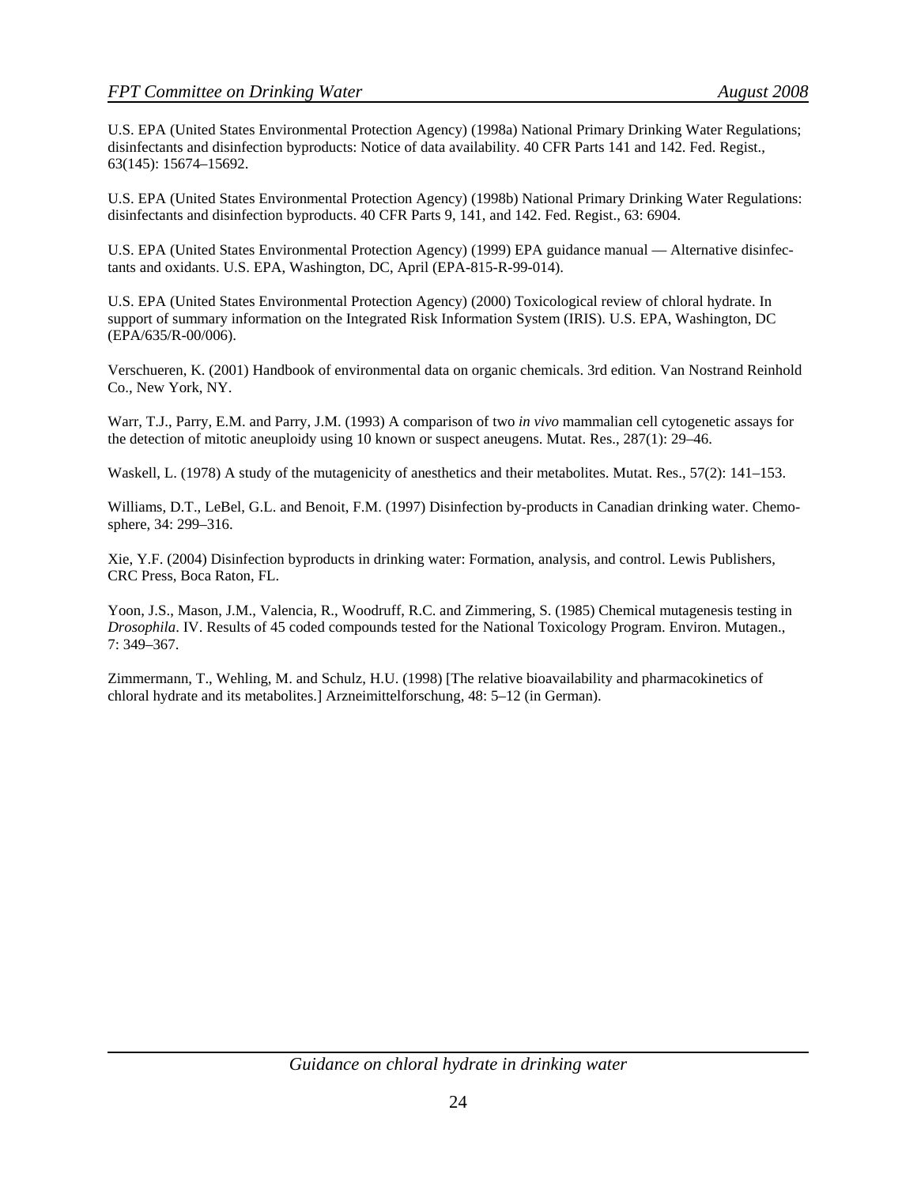U.S. EPA (United States Environmental Protection Agency) (1998a) National Primary Drinking Water Regulations; disinfectants and disinfection byproducts: Notice of data availability. 40 CFR Parts 141 and 142. Fed. Regist., 63(145): 15674–15692.

U.S. EPA (United States Environmental Protection Agency) (1998b) National Primary Drinking Water Regulations: disinfectants and disinfection byproducts. 40 CFR Parts 9, 141, and 142. Fed. Regist., 63: 6904.

U.S. EPA (United States Environmental Protection Agency) (1999) EPA guidance manual — Alternative disinfectants and oxidants. U.S. EPA, Washington, DC, April (EPA-815-R-99-014).

U.S. EPA (United States Environmental Protection Agency) (2000) Toxicological review of chloral hydrate. In support of summary information on the Integrated Risk Information System (IRIS). U.S. EPA, Washington, DC (EPA/635/R-00/006).

Verschueren, K. (2001) Handbook of environmental data on organic chemicals. 3rd edition. Van Nostrand Reinhold Co., New York, NY.

Warr, T.J., Parry, E.M. and Parry, J.M. (1993) A comparison of two *in vivo* mammalian cell cytogenetic assays for the detection of mitotic aneuploidy using 10 known or suspect aneugens. Mutat. Res., 287(1): 29–46.

Waskell, L. (1978) A study of the mutagenicity of anesthetics and their metabolites. Mutat. Res., 57(2): 141–153.

Williams, D.T., LeBel, G.L. and Benoit, F.M. (1997) Disinfection by-products in Canadian drinking water. Chemosphere, 34: 299–316.

Xie, Y.F. (2004) Disinfection byproducts in drinking water: Formation, analysis, and control. Lewis Publishers, CRC Press, Boca Raton, FL.

Yoon, J.S., Mason, J.M., Valencia, R., Woodruff, R.C. and Zimmering, S. (1985) Chemical mutagenesis testing in *Drosophila*. IV. Results of 45 coded compounds tested for the National Toxicology Program. Environ. Mutagen., 7: 349–367.

Zimmermann, T., Wehling, M. and Schulz, H.U. (1998) [The relative bioavailability and pharmacokinetics of chloral hydrate and its metabolites.] Arzneimittelforschung, 48: 5–12 (in German).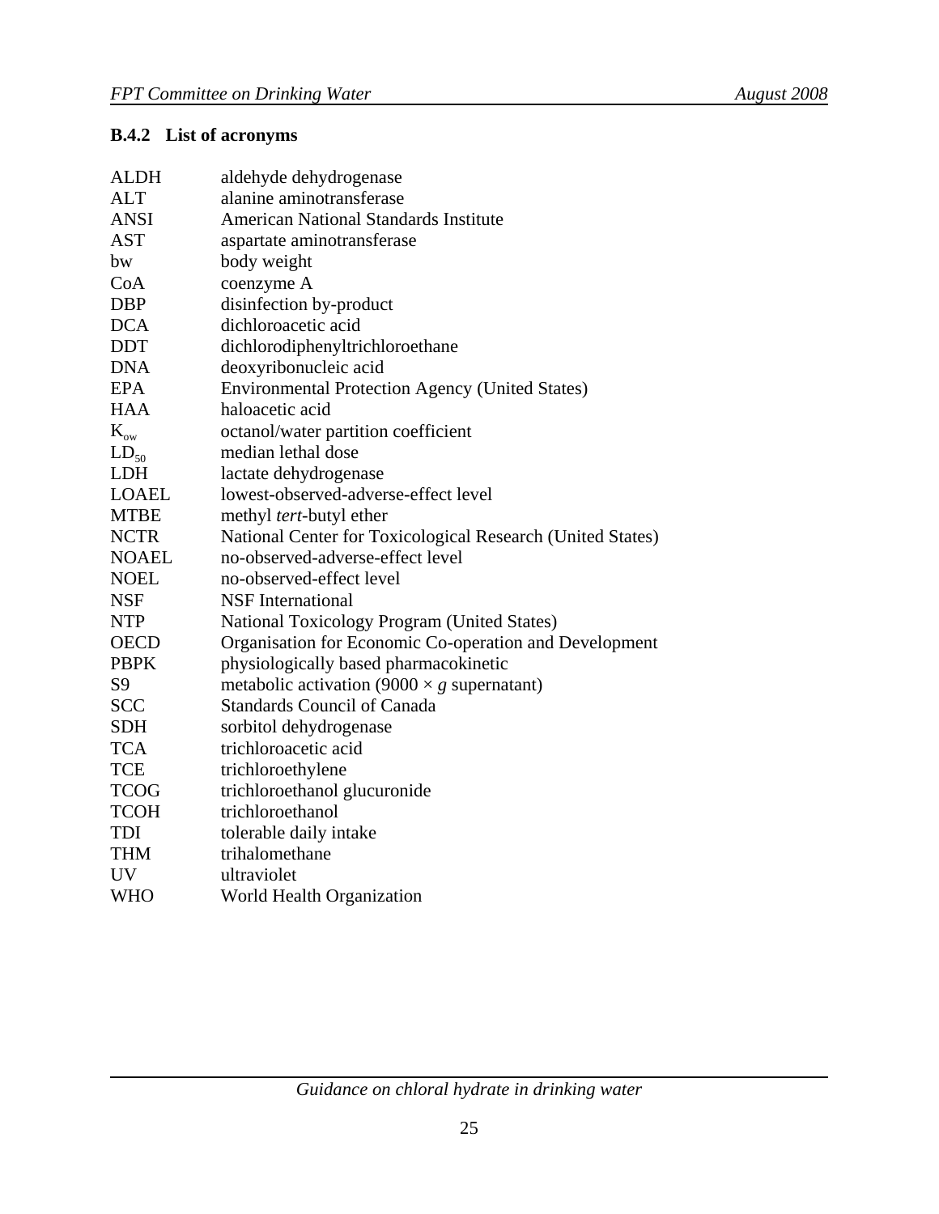### B.4.2 List of acronyms

| | |
|---|---|
| ALDH | aldehyde dehydrogenase |
| ALT | alanine aminotransferase |
| ANSI | American National Standards Institute |
| AST | aspartate aminotransferase |
| bw | body weight |
| CoA | coenzyme A |
| DBP | disinfection by-product |
| DCA | dichloroacetic acid |
| DDT | dichlorodiphenyltrichloroethane |
| DNA | deoxyribonucleic acid |
| EPA | Environmental Protection Agency (United States) |
| HAA | haloacetic acid |
| $K_{ow}$ | octanol/water partition coefficient |
| $LD_{50}$ | median lethal dose |
| LDH | lactate dehydrogenase |
| LOAEL | lowest-observed-adverse-effect level |
| MTBE | methyl *tert*-butyl ether |
| NCTR | National Center for Toxicological Research (United States) |
| NOAEL | no-observed-adverse-effect level |
| NOEL | no-observed-effect level |
| NSF | NSF International |
| NTP | National Toxicology Program (United States) |
| OECD | Organisation for Economic Co-operation and Development |
| PBPK | physiologically based pharmacokinetic |
| S9 | metabolic activation ($9000 \times g$ supernatant) |
| SCC | Standards Council of Canada |
| SDH | sorbitol dehydrogenase |
| TCA | trichloroacetic acid |
| TCE | trichloroethylene |
| TCOG | trichloroethanol glucuronide |
| TCOH | trichloroethanol |
| TDI | tolerable daily intake |
| THM | trihalomethane |
| UV | ultraviolet |
| WHO | World Health Organization |